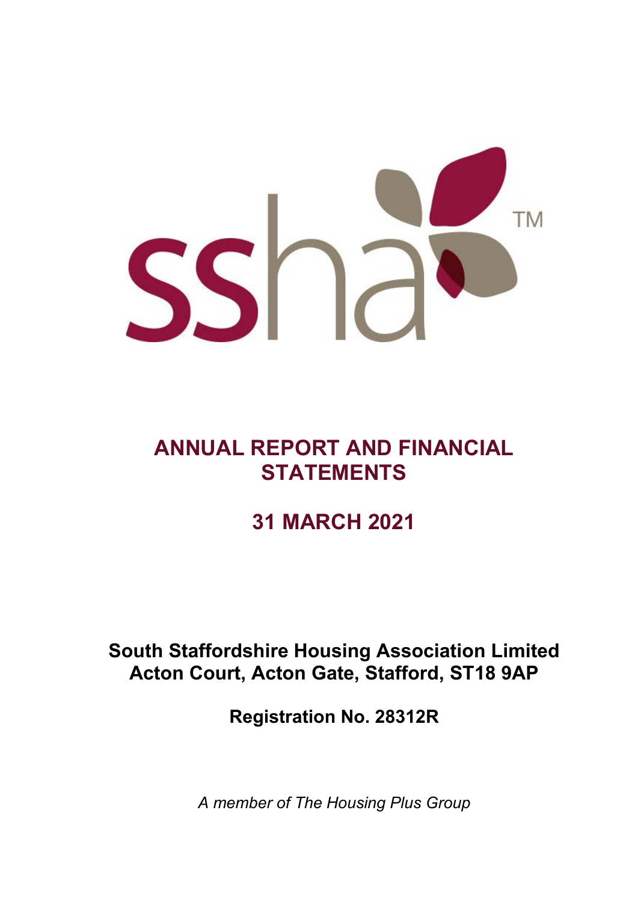# ANNUAL REPORT AND FINANCIAL STATEMENTS

## 31 MARCH 2021

**South Staffordshire Housing Association Limited**
**Acton Court, Acton Gate, Stafford, ST18 9AP**

**Registration No. 28312R**

*A member of The Housing Plus Group*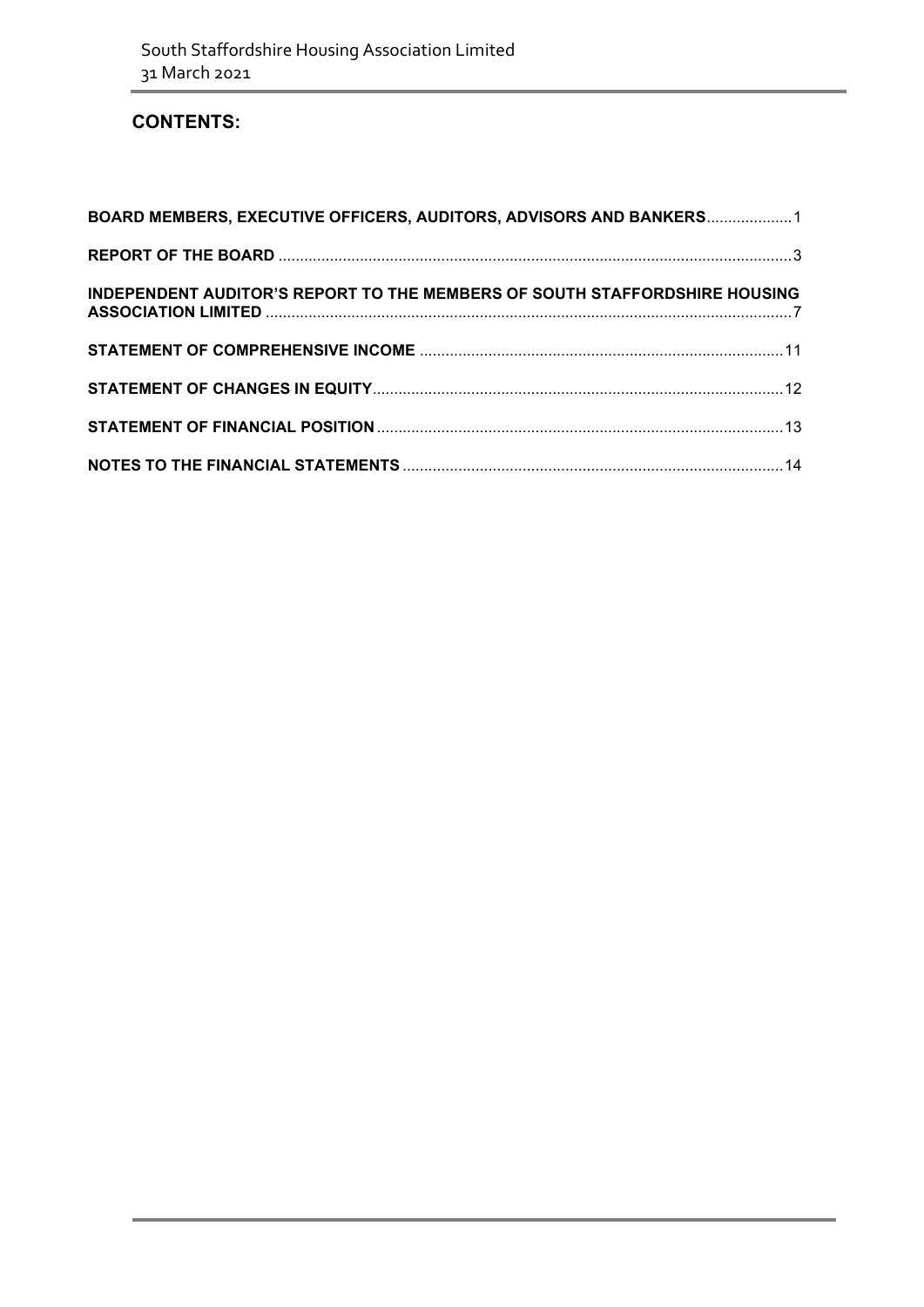## CONTENTS:

| | |
|---|---|
| **BOARD MEMBERS, EXECUTIVE OFFICERS, AUDITORS, ADVISORS AND BANKERS** | 1 |
| **REPORT OF THE BOARD** | 3 |
| **INDEPENDENT AUDITOR'S REPORT TO THE MEMBERS OF SOUTH STAFFORDSHIRE HOUSING ASSOCIATION LIMITED** | 7 |
| **STATEMENT OF COMPREHENSIVE INCOME** | 11 |
| **STATEMENT OF CHANGES IN EQUITY** | 12 |
| **STATEMENT OF FINANCIAL POSITION** | 13 |
| **NOTES TO THE FINANCIAL STATEMENTS** | 14 |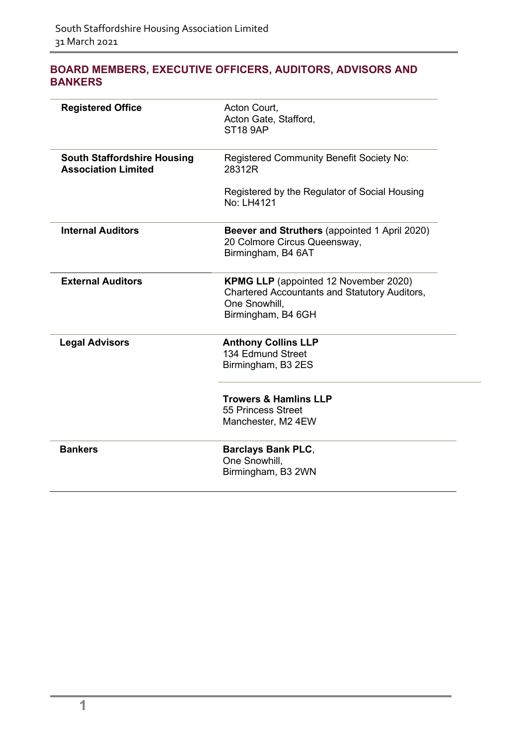## BOARD MEMBERS, EXECUTIVE OFFICERS, AUDITORS, ADVISORS AND BANKERS

| | |
|---|---|
| **Registered Office** | Acton Court,<br>Acton Gate, Stafford,<br>ST18 9AP |
| **South Staffordshire Housing Association Limited** | Registered Community Benefit Society No: 28312R<br><br>Registered by the Regulator of Social Housing No: LH4121 |
| **Internal Auditors** | **Beever and Struthers** (appointed 1 April 2020)<br>20 Colmore Circus Queensway,<br>Birmingham, B4 6AT |
| **External Auditors** | **KPMG LLP** (appointed 12 November 2020)<br>Chartered Accountants and Statutory Auditors,<br>One Snowhill,<br>Birmingham, B4 6GH |
| **Legal Advisors** | **Anthony Collins LLP**<br>134 Edmund Street<br>Birmingham, B3 2ES |
| | **Trowers & Hamlins LLP**<br>55 Princess Street<br>Manchester, M2 4EW |
| **Bankers** | **Barclays Bank PLC**,<br>One Snowhill,<br>Birmingham, B3 2WN |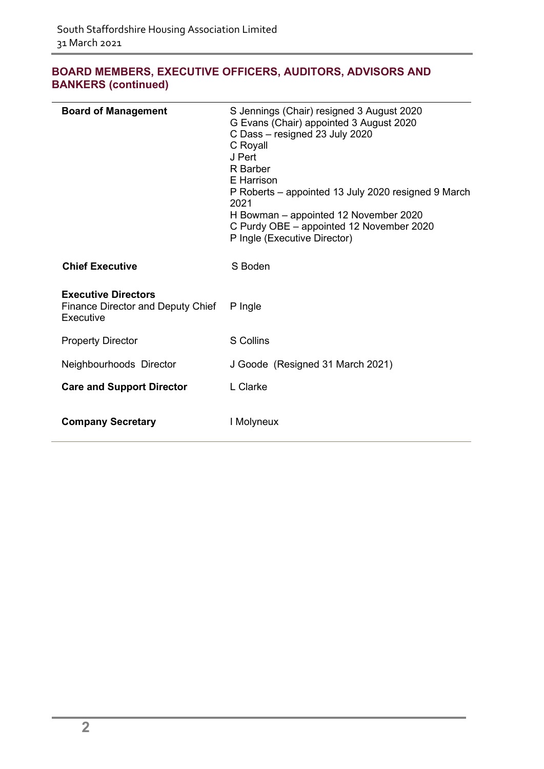## BOARD MEMBERS, EXECUTIVE OFFICERS, AUDITORS, ADVISORS AND BANKERS (continued)

| | |
|---|---|
| **Board of Management** | S Jennings (Chair) resigned 3 August 2020<br>G Evans (Chair) appointed 3 August 2020<br>C Dass – resigned 23 July 2020<br>C Royall<br>J Pert<br>R Barber<br>E Harrison<br>P Roberts – appointed 13 July 2020 resigned 9 March 2021<br>H Bowman – appointed 12 November 2020<br>C Purdy OBE – appointed 12 November 2020<br>P Ingle (Executive Director) |
| **Chief Executive** | S Boden |
| **Executive Directors**<br>Finance Director and Deputy Chief Executive | P Ingle |
| Property Director | S Collins |
| Neighbourhoods Director | J Goode (Resigned 31 March 2021) |
| **Care and Support Director** | L Clarke |
| **Company Secretary** | I Molyneux |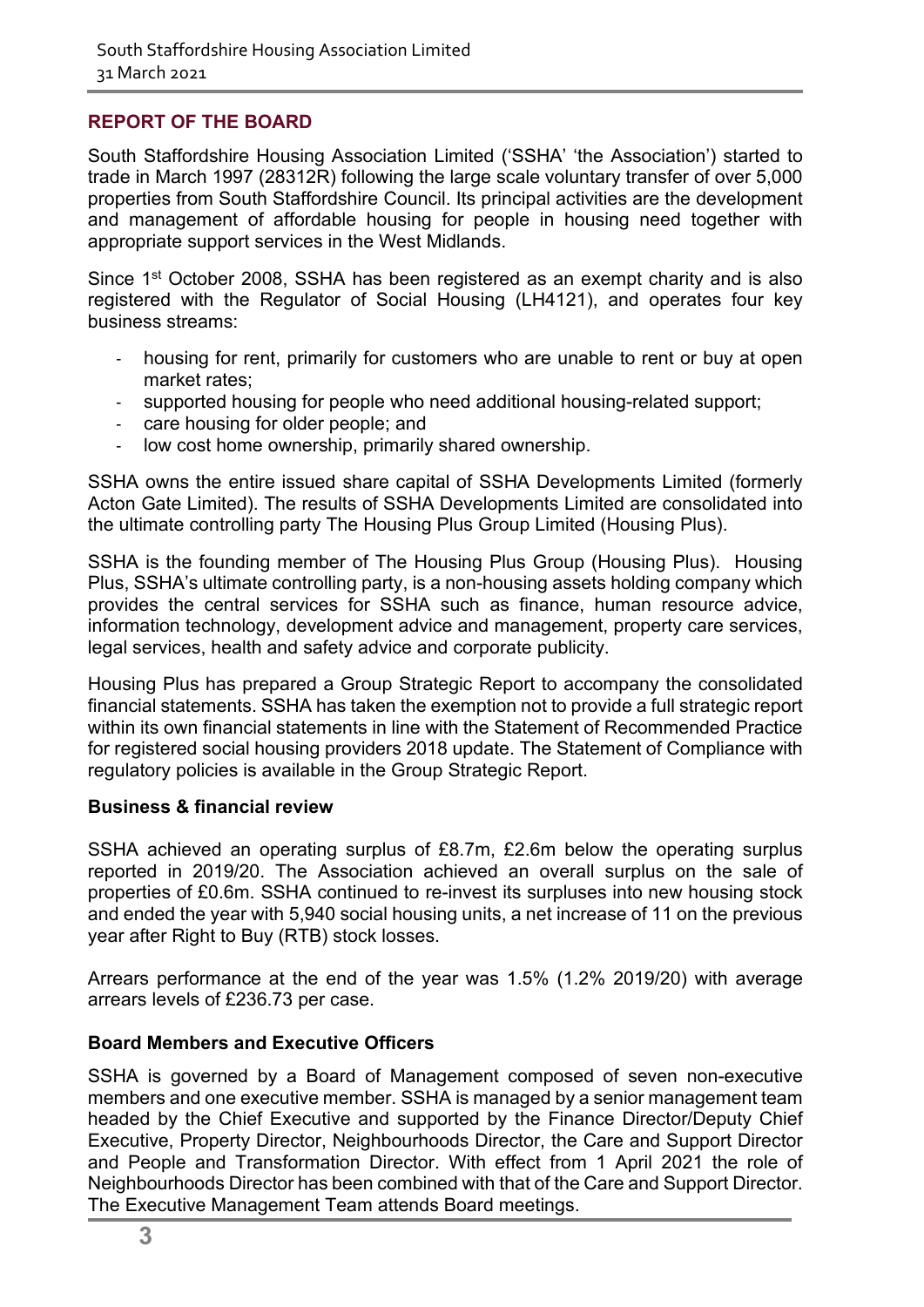## REPORT OF THE BOARD

South Staffordshire Housing Association Limited ('SSHA' 'the Association') started to trade in March 1997 (28312R) following the large scale voluntary transfer of over 5,000 properties from South Staffordshire Council. Its principal activities are the development and management of affordable housing for people in housing need together with appropriate support services in the West Midlands.

Since 1st October 2008, SSHA has been registered as an exempt charity and is also registered with the Regulator of Social Housing (LH4121), and operates four key business streams:

- housing for rent, primarily for customers who are unable to rent or buy at open market rates;
- supported housing for people who need additional housing-related support;
- care housing for older people; and
- low cost home ownership, primarily shared ownership.

SSHA owns the entire issued share capital of SSHA Developments Limited (formerly Acton Gate Limited). The results of SSHA Developments Limited are consolidated into the ultimate controlling party The Housing Plus Group Limited (Housing Plus).

SSHA is the founding member of The Housing Plus Group (Housing Plus). Housing Plus, SSHA's ultimate controlling party, is a non-housing assets holding company which provides the central services for SSHA such as finance, human resource advice, information technology, development advice and management, property care services, legal services, health and safety advice and corporate publicity.

Housing Plus has prepared a Group Strategic Report to accompany the consolidated financial statements. SSHA has taken the exemption not to provide a full strategic report within its own financial statements in line with the Statement of Recommended Practice for registered social housing providers 2018 update. The Statement of Compliance with regulatory policies is available in the Group Strategic Report.

### Business & financial review

SSHA achieved an operating surplus of £8.7m, £2.6m below the operating surplus reported in 2019/20. The Association achieved an overall surplus on the sale of properties of £0.6m. SSHA continued to re-invest its surpluses into new housing stock and ended the year with 5,940 social housing units, a net increase of 11 on the previous year after Right to Buy (RTB) stock losses.

Arrears performance at the end of the year was 1.5% (1.2% 2019/20) with average arrears levels of £236.73 per case.

### Board Members and Executive Officers

SSHA is governed by a Board of Management composed of seven non-executive members and one executive member. SSHA is managed by a senior management team headed by the Chief Executive and supported by the Finance Director/Deputy Chief Executive, Property Director, Neighbourhoods Director, the Care and Support Director and People and Transformation Director. With effect from 1 April 2021 the role of Neighbourhoods Director has been combined with that of the Care and Support Director. The Executive Management Team attends Board meetings.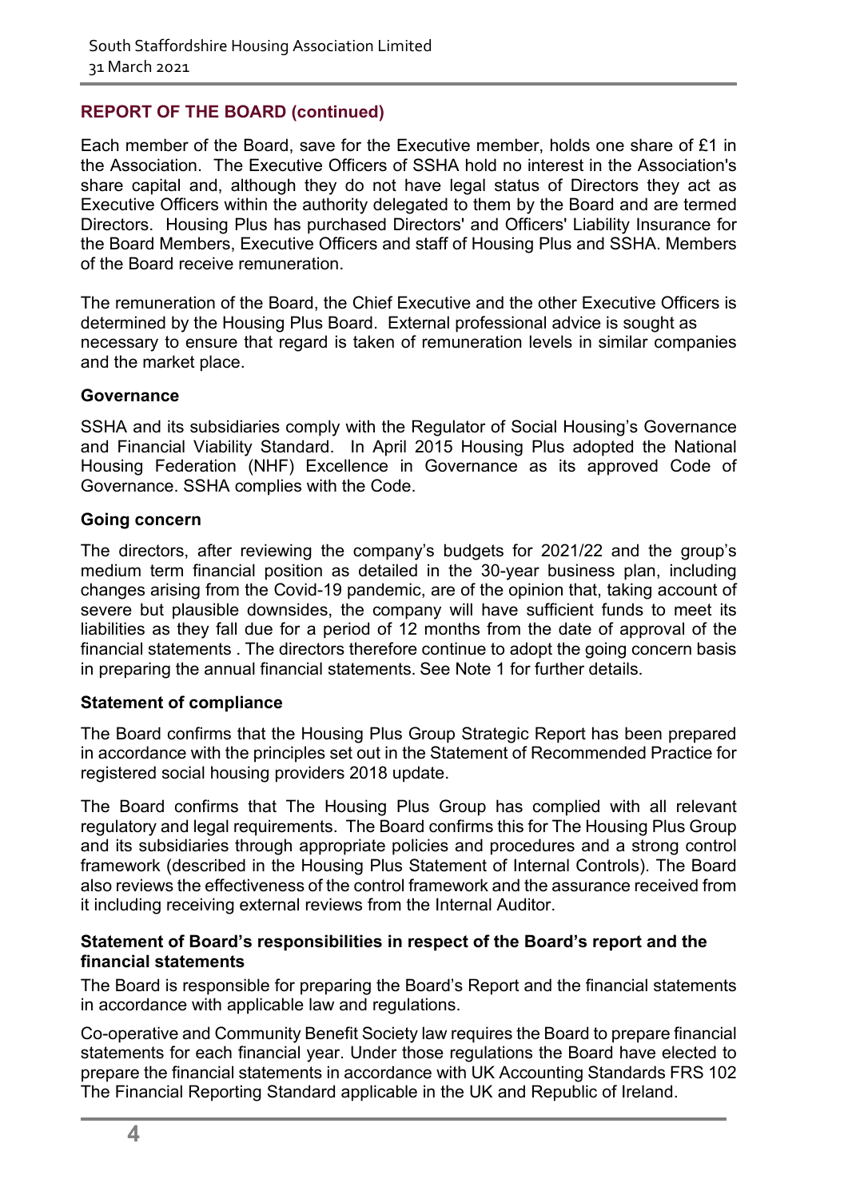## REPORT OF THE BOARD (continued)

Each member of the Board, save for the Executive member, holds one share of £1 in the Association. The Executive Officers of SSHA hold no interest in the Association's share capital and, although they do not have legal status of Directors they act as Executive Officers within the authority delegated to them by the Board and are termed Directors. Housing Plus has purchased Directors' and Officers' Liability Insurance for the Board Members, Executive Officers and staff of Housing Plus and SSHA. Members of the Board receive remuneration.

The remuneration of the Board, the Chief Executive and the other Executive Officers is determined by the Housing Plus Board. External professional advice is sought as necessary to ensure that regard is taken of remuneration levels in similar companies and the market place.

### Governance

SSHA and its subsidiaries comply with the Regulator of Social Housing's Governance and Financial Viability Standard. In April 2015 Housing Plus adopted the National Housing Federation (NHF) Excellence in Governance as its approved Code of Governance. SSHA complies with the Code.

### Going concern

The directors, after reviewing the company's budgets for 2021/22 and the group's medium term financial position as detailed in the 30-year business plan, including changes arising from the Covid-19 pandemic, are of the opinion that, taking account of severe but plausible downsides, the company will have sufficient funds to meet its liabilities as they fall due for a period of 12 months from the date of approval of the financial statements . The directors therefore continue to adopt the going concern basis in preparing the annual financial statements. See Note 1 for further details.

### Statement of compliance

The Board confirms that the Housing Plus Group Strategic Report has been prepared in accordance with the principles set out in the Statement of Recommended Practice for registered social housing providers 2018 update.

The Board confirms that The Housing Plus Group has complied with all relevant regulatory and legal requirements. The Board confirms this for The Housing Plus Group and its subsidiaries through appropriate policies and procedures and a strong control framework (described in the Housing Plus Statement of Internal Controls). The Board also reviews the effectiveness of the control framework and the assurance received from it including receiving external reviews from the Internal Auditor.

### Statement of Board's responsibilities in respect of the Board's report and the financial statements

The Board is responsible for preparing the Board's Report and the financial statements in accordance with applicable law and regulations.

Co-operative and Community Benefit Society law requires the Board to prepare financial statements for each financial year. Under those regulations the Board have elected to prepare the financial statements in accordance with UK Accounting Standards FRS 102 The Financial Reporting Standard applicable in the UK and Republic of Ireland.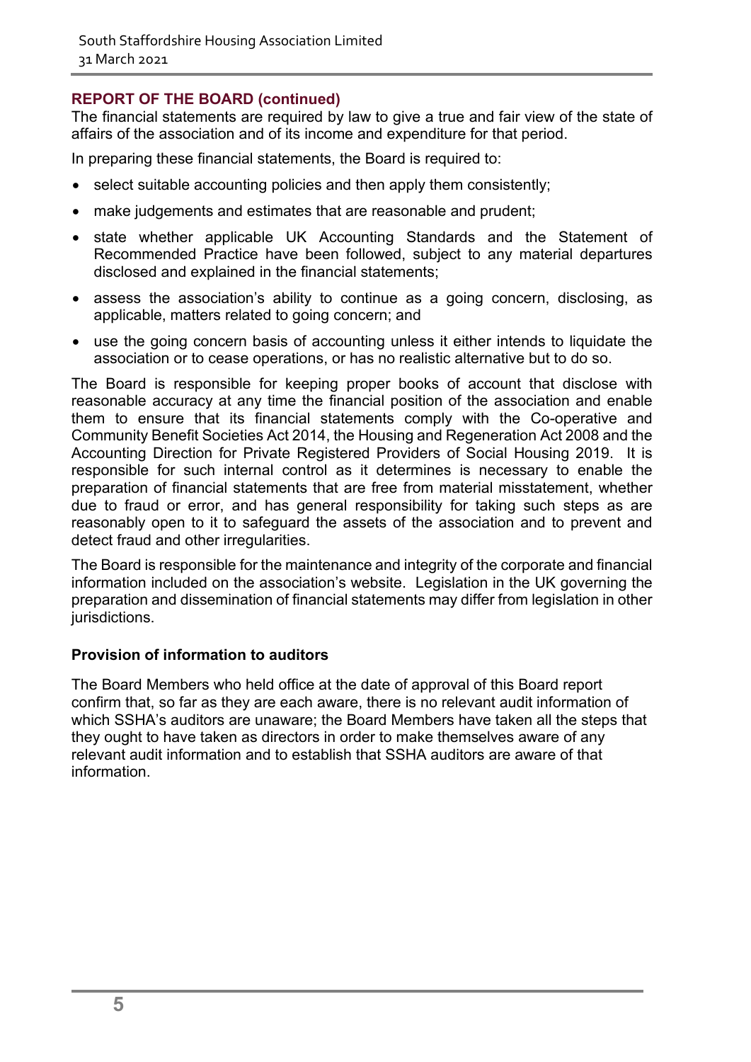## REPORT OF THE BOARD (continued)

The financial statements are required by law to give a true and fair view of the state of affairs of the association and of its income and expenditure for that period.

In preparing these financial statements, the Board is required to:

- select suitable accounting policies and then apply them consistently;
- make judgements and estimates that are reasonable and prudent;
- state whether applicable UK Accounting Standards and the Statement of Recommended Practice have been followed, subject to any material departures disclosed and explained in the financial statements;
- assess the association's ability to continue as a going concern, disclosing, as applicable, matters related to going concern; and
- use the going concern basis of accounting unless it either intends to liquidate the association or to cease operations, or has no realistic alternative but to do so.

The Board is responsible for keeping proper books of account that disclose with reasonable accuracy at any time the financial position of the association and enable them to ensure that its financial statements comply with the Co-operative and Community Benefit Societies Act 2014, the Housing and Regeneration Act 2008 and the Accounting Direction for Private Registered Providers of Social Housing 2019. It is responsible for such internal control as it determines is necessary to enable the preparation of financial statements that are free from material misstatement, whether due to fraud or error, and has general responsibility for taking such steps as are reasonably open to it to safeguard the assets of the association and to prevent and detect fraud and other irregularities.

The Board is responsible for the maintenance and integrity of the corporate and financial information included on the association's website. Legislation in the UK governing the preparation and dissemination of financial statements may differ from legislation in other jurisdictions.

### Provision of information to auditors

The Board Members who held office at the date of approval of this Board report confirm that, so far as they are each aware, there is no relevant audit information of which SSHA's auditors are unaware; the Board Members have taken all the steps that they ought to have taken as directors in order to make themselves aware of any relevant audit information and to establish that SSHA auditors are aware of that information.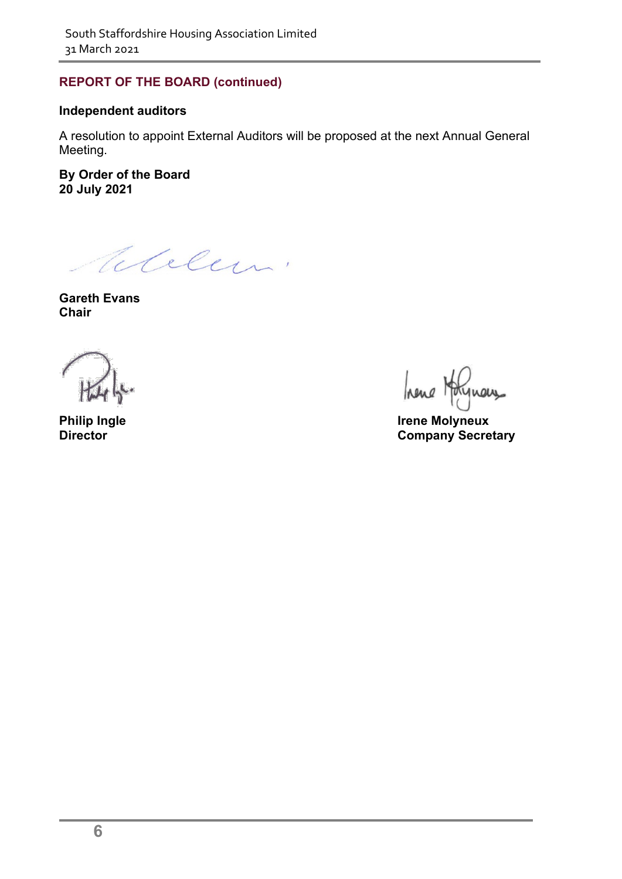## REPORT OF THE BOARD (continued)

### Independent auditors

A resolution to appoint External Auditors will be proposed at the next Annual General Meeting.

**By Order of the Board**
**20 July 2021**

**Gareth Evans**
**Chair**

**Philip Ingle**
**Director**

**Irene Molyneux**
**Company Secretary**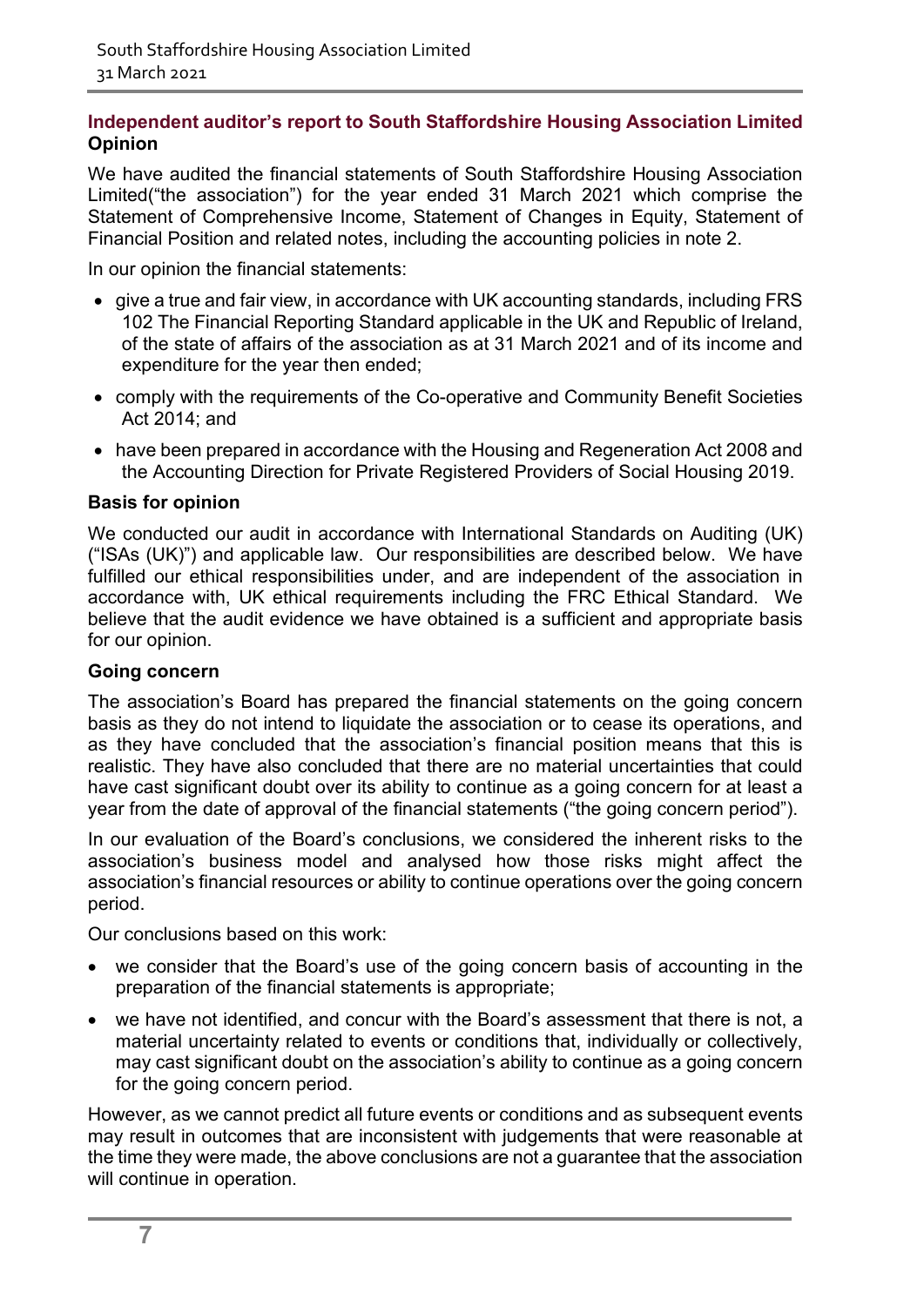## Independent auditor's report to South Staffordshire Housing Association Limited

### Opinion

We have audited the financial statements of South Staffordshire Housing Association Limited("the association") for the year ended 31 March 2021 which comprise the Statement of Comprehensive Income, Statement of Changes in Equity, Statement of Financial Position and related notes, including the accounting policies in note 2.

In our opinion the financial statements:

- give a true and fair view, in accordance with UK accounting standards, including FRS 102 The Financial Reporting Standard applicable in the UK and Republic of Ireland, of the state of affairs of the association as at 31 March 2021 and of its income and expenditure for the year then ended;
- comply with the requirements of the Co-operative and Community Benefit Societies Act 2014; and
- have been prepared in accordance with the Housing and Regeneration Act 2008 and the Accounting Direction for Private Registered Providers of Social Housing 2019.

### Basis for opinion

We conducted our audit in accordance with International Standards on Auditing (UK) ("ISAs (UK)") and applicable law. Our responsibilities are described below. We have fulfilled our ethical responsibilities under, and are independent of the association in accordance with, UK ethical requirements including the FRC Ethical Standard. We believe that the audit evidence we have obtained is a sufficient and appropriate basis for our opinion.

### Going concern

The association's Board has prepared the financial statements on the going concern basis as they do not intend to liquidate the association or to cease its operations, and as they have concluded that the association's financial position means that this is realistic. They have also concluded that there are no material uncertainties that could have cast significant doubt over its ability to continue as a going concern for at least a year from the date of approval of the financial statements ("the going concern period").

In our evaluation of the Board's conclusions, we considered the inherent risks to the association's business model and analysed how those risks might affect the association's financial resources or ability to continue operations over the going concern period.

Our conclusions based on this work:

- we consider that the Board's use of the going concern basis of accounting in the preparation of the financial statements is appropriate;
- we have not identified, and concur with the Board's assessment that there is not, a material uncertainty related to events or conditions that, individually or collectively, may cast significant doubt on the association's ability to continue as a going concern for the going concern period.

However, as we cannot predict all future events or conditions and as subsequent events may result in outcomes that are inconsistent with judgements that were reasonable at the time they were made, the above conclusions are not a guarantee that the association will continue in operation.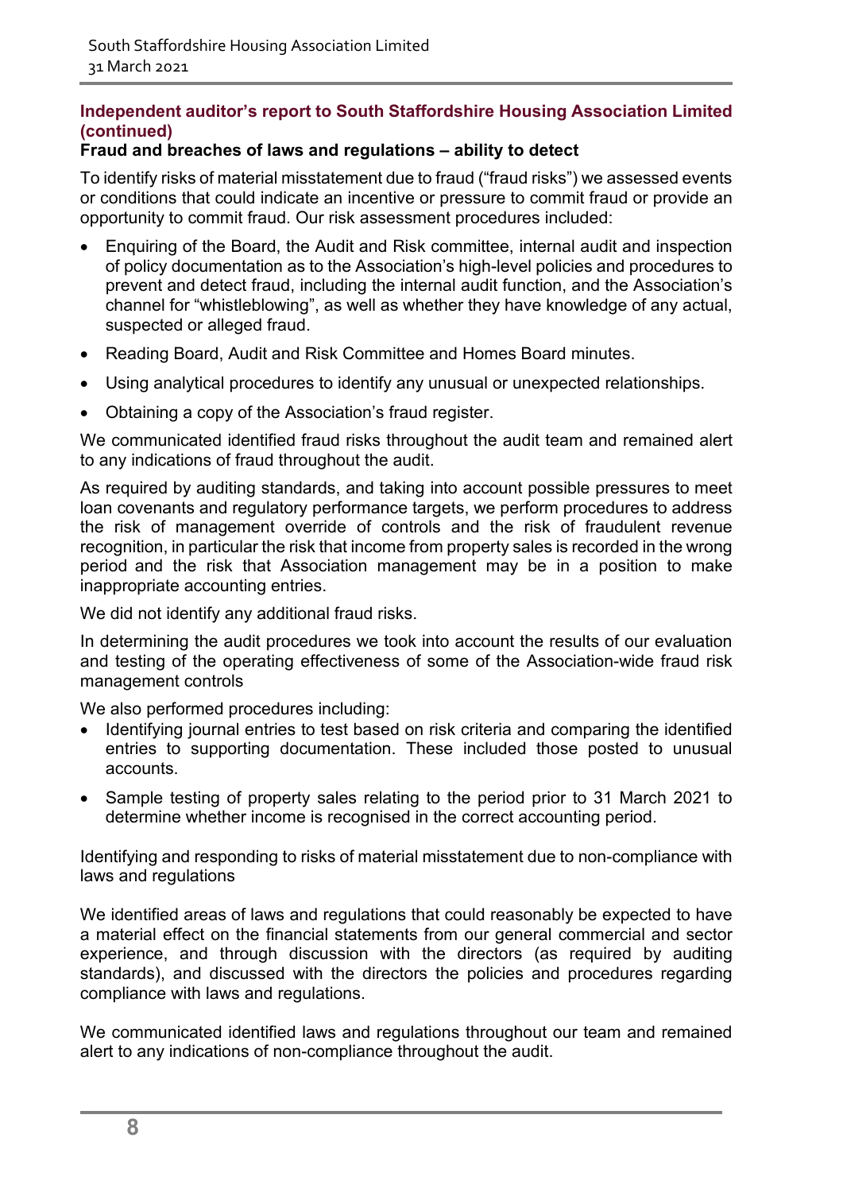## Independent auditor's report to South Staffordshire Housing Association Limited (continued)

**Fraud and breaches of laws and regulations – ability to detect**

To identify risks of material misstatement due to fraud ("fraud risks") we assessed events or conditions that could indicate an incentive or pressure to commit fraud or provide an opportunity to commit fraud. Our risk assessment procedures included:

- Enquiring of the Board, the Audit and Risk committee, internal audit and inspection of policy documentation as to the Association's high-level policies and procedures to prevent and detect fraud, including the internal audit function, and the Association's channel for "whistleblowing", as well as whether they have knowledge of any actual, suspected or alleged fraud.
- Reading Board, Audit and Risk Committee and Homes Board minutes.
- Using analytical procedures to identify any unusual or unexpected relationships.
- Obtaining a copy of the Association's fraud register.

We communicated identified fraud risks throughout the audit team and remained alert to any indications of fraud throughout the audit.

As required by auditing standards, and taking into account possible pressures to meet loan covenants and regulatory performance targets, we perform procedures to address the risk of management override of controls and the risk of fraudulent revenue recognition, in particular the risk that income from property sales is recorded in the wrong period and the risk that Association management may be in a position to make inappropriate accounting entries.

We did not identify any additional fraud risks.

In determining the audit procedures we took into account the results of our evaluation and testing of the operating effectiveness of some of the Association-wide fraud risk management controls

We also performed procedures including:

- Identifying journal entries to test based on risk criteria and comparing the identified entries to supporting documentation. These included those posted to unusual accounts.
- Sample testing of property sales relating to the period prior to 31 March 2021 to determine whether income is recognised in the correct accounting period.

Identifying and responding to risks of material misstatement due to non-compliance with laws and regulations

We identified areas of laws and regulations that could reasonably be expected to have a material effect on the financial statements from our general commercial and sector experience, and through discussion with the directors (as required by auditing standards), and discussed with the directors the policies and procedures regarding compliance with laws and regulations.

We communicated identified laws and regulations throughout our team and remained alert to any indications of non-compliance throughout the audit.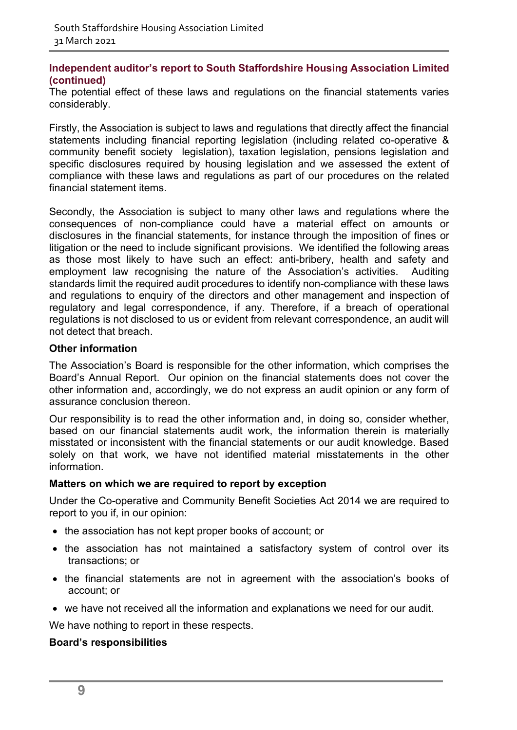## Independent auditor's report to South Staffordshire Housing Association Limited (continued)

The potential effect of these laws and regulations on the financial statements varies considerably.

Firstly, the Association is subject to laws and regulations that directly affect the financial statements including financial reporting legislation (including related co-operative & community benefit society legislation), taxation legislation, pensions legislation and specific disclosures required by housing legislation and we assessed the extent of compliance with these laws and regulations as part of our procedures on the related financial statement items.

Secondly, the Association is subject to many other laws and regulations where the consequences of non-compliance could have a material effect on amounts or disclosures in the financial statements, for instance through the imposition of fines or litigation or the need to include significant provisions. We identified the following areas as those most likely to have such an effect: anti-bribery, health and safety and employment law recognising the nature of the Association's activities. Auditing standards limit the required audit procedures to identify non-compliance with these laws and regulations to enquiry of the directors and other management and inspection of regulatory and legal correspondence, if any. Therefore, if a breach of operational regulations is not disclosed to us or evident from relevant correspondence, an audit will not detect that breach.

### Other information

The Association's Board is responsible for the other information, which comprises the Board's Annual Report. Our opinion on the financial statements does not cover the other information and, accordingly, we do not express an audit opinion or any form of assurance conclusion thereon.

Our responsibility is to read the other information and, in doing so, consider whether, based on our financial statements audit work, the information therein is materially misstated or inconsistent with the financial statements or our audit knowledge. Based solely on that work, we have not identified material misstatements in the other information.

### Matters on which we are required to report by exception

Under the Co-operative and Community Benefit Societies Act 2014 we are required to report to you if, in our opinion:

- the association has not kept proper books of account; or
- the association has not maintained a satisfactory system of control over its transactions; or
- the financial statements are not in agreement with the association's books of account; or
- we have not received all the information and explanations we need for our audit.

We have nothing to report in these respects.

### Board's responsibilities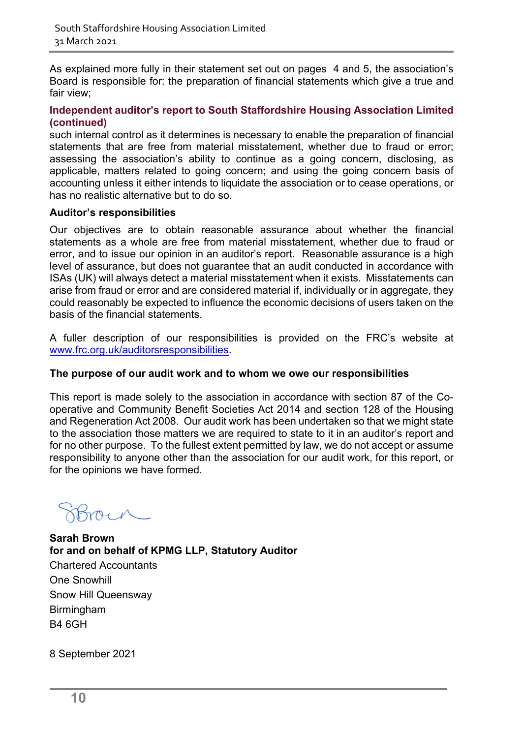As explained more fully in their statement set out on pages 4 and 5, the association's Board is responsible for: the preparation of financial statements which give a true and fair view;

**Independent auditor's report to South Staffordshire Housing Association Limited (continued)**

such internal control as it determines is necessary to enable the preparation of financial statements that are free from material misstatement, whether due to fraud or error; assessing the association's ability to continue as a going concern, disclosing, as applicable, matters related to going concern; and using the going concern basis of accounting unless it either intends to liquidate the association or to cease operations, or has no realistic alternative but to do so.

**Auditor's responsibilities**

Our objectives are to obtain reasonable assurance about whether the financial statements as a whole are free from material misstatement, whether due to fraud or error, and to issue our opinion in an auditor's report. Reasonable assurance is a high level of assurance, but does not guarantee that an audit conducted in accordance with ISAs (UK) will always detect a material misstatement when it exists. Misstatements can arise from fraud or error and are considered material if, individually or in aggregate, they could reasonably be expected to influence the economic decisions of users taken on the basis of the financial statements.

A fuller description of our responsibilities is provided on the FRC's website at www.frc.org.uk/auditorsresponsibilities.

**The purpose of our audit work and to whom we owe our responsibilities**

This report is made solely to the association in accordance with section 87 of the Co-operative and Community Benefit Societies Act 2014 and section 128 of the Housing and Regeneration Act 2008. Our audit work has been undertaken so that we might state to the association those matters we are required to state to it in an auditor's report and for no other purpose. To the fullest extent permitted by law, we do not accept or assume responsibility to anyone other than the association for our audit work, for this report, or for the opinions we have formed.

**Sarah Brown**
**for and on behalf of KPMG LLP, Statutory Auditor**
Chartered Accountants
One Snowhill
Snow Hill Queensway
Birmingham
B4 6GH

8 September 2021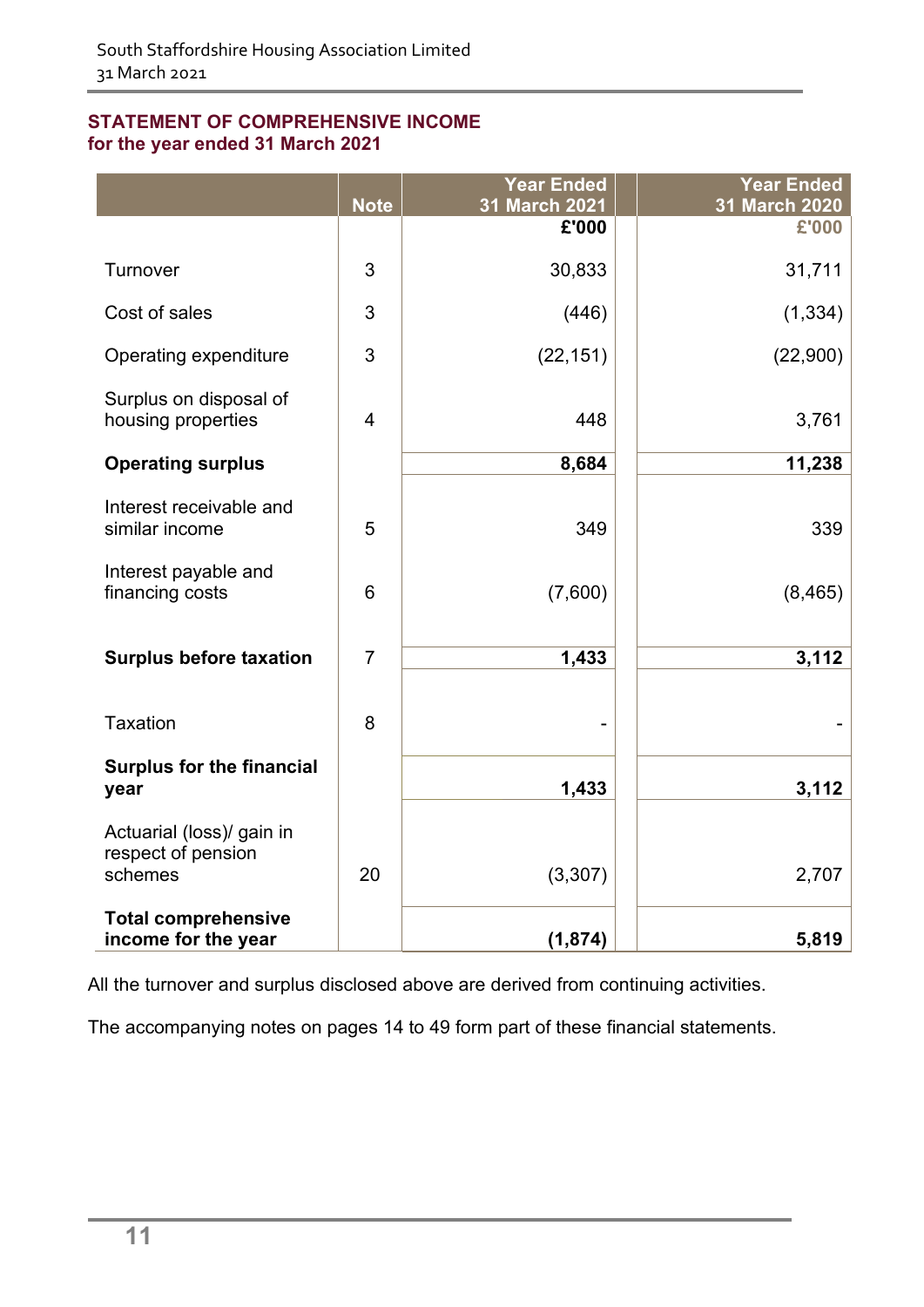## STATEMENT OF COMPREHENSIVE INCOME
### for the year ended 31 March 2021

| | Note | Year Ended 31 March 2021 | Year Ended 31 March 2020 |
|---|---|---|---|
| | | £'000 | £'000 |
| Turnover | 3 | 30,833 | 31,711 |
| Cost of sales | 3 | (446) | (1,334) |
| Operating expenditure | 3 | (22,151) | (22,900) |
| Surplus on disposal of housing properties | 4 | 448 | 3,761 |
| **Operating surplus** | | **8,684** | **11,238** |
| Interest receivable and similar income | 5 | 349 | 339 |
| Interest payable and financing costs | 6 | (7,600) | (8,465) |
| **Surplus before taxation** | 7 | **1,433** | **3,112** |
| Taxation | 8 | - | - |
| **Surplus for the financial year** | | **1,433** | **3,112** |
| Actuarial (loss)/ gain in respect of pension schemes | 20 | (3,307) | 2,707 |
| **Total comprehensive income for the year** | | **(1,874)** | **5,819** |

All the turnover and surplus disclosed above are derived from continuing activities.

The accompanying notes on pages 14 to 49 form part of these financial statements.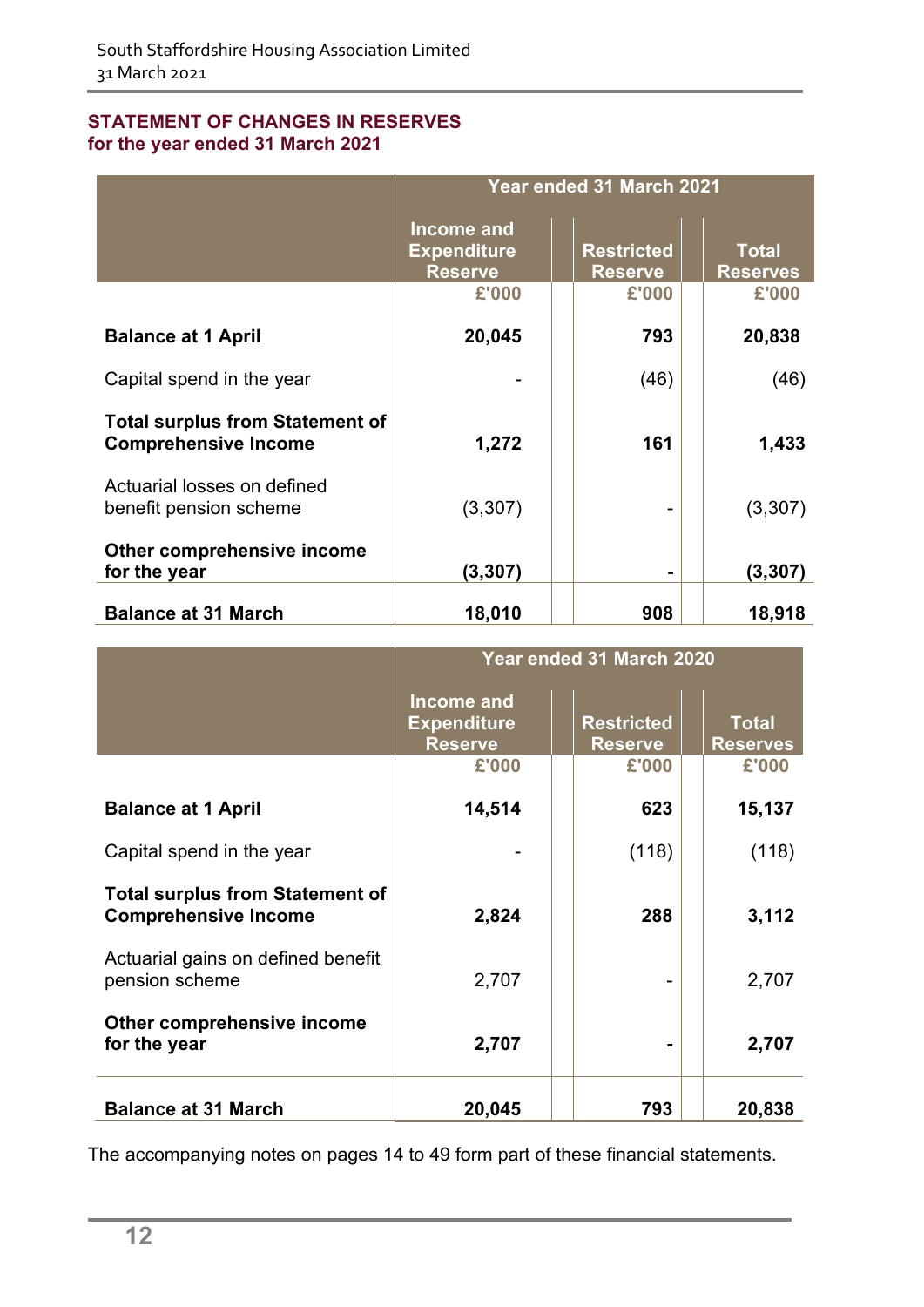## STATEMENT OF CHANGES IN RESERVES
### for the year ended 31 March 2021

| | Year ended 31 March 2021 | | |
|---|---|---|---|
| | Income and Expenditure Reserve | Restricted Reserve | Total Reserves |
| | £'000 | £'000 | £'000 |
| **Balance at 1 April** | **20,045** | **793** | **20,838** |
| Capital spend in the year | - | (46) | (46) |
| **Total surplus from Statement of Comprehensive Income** | **1,272** | **161** | **1,433** |
| Actuarial losses on defined benefit pension scheme | (3,307) | - | (3,307) |
| **Other comprehensive income for the year** | **(3,307)** | **-** | **(3,307)** |
| **Balance at 31 March** | **18,010** | **908** | **18,918** |

| | Year ended 31 March 2020 | | |
|---|---|---|---|
| | Income and Expenditure Reserve | Restricted Reserve | Total Reserves |
| | £'000 | £'000 | £'000 |
| **Balance at 1 April** | **14,514** | **623** | **15,137** |
| Capital spend in the year | - | (118) | (118) |
| **Total surplus from Statement of Comprehensive Income** | **2,824** | **288** | **3,112** |
| Actuarial gains on defined benefit pension scheme | 2,707 | - | 2,707 |
| **Other comprehensive income for the year** | **2,707** | **-** | **2,707** |
| **Balance at 31 March** | **20,045** | **793** | **20,838** |

The accompanying notes on pages 14 to 49 form part of these financial statements.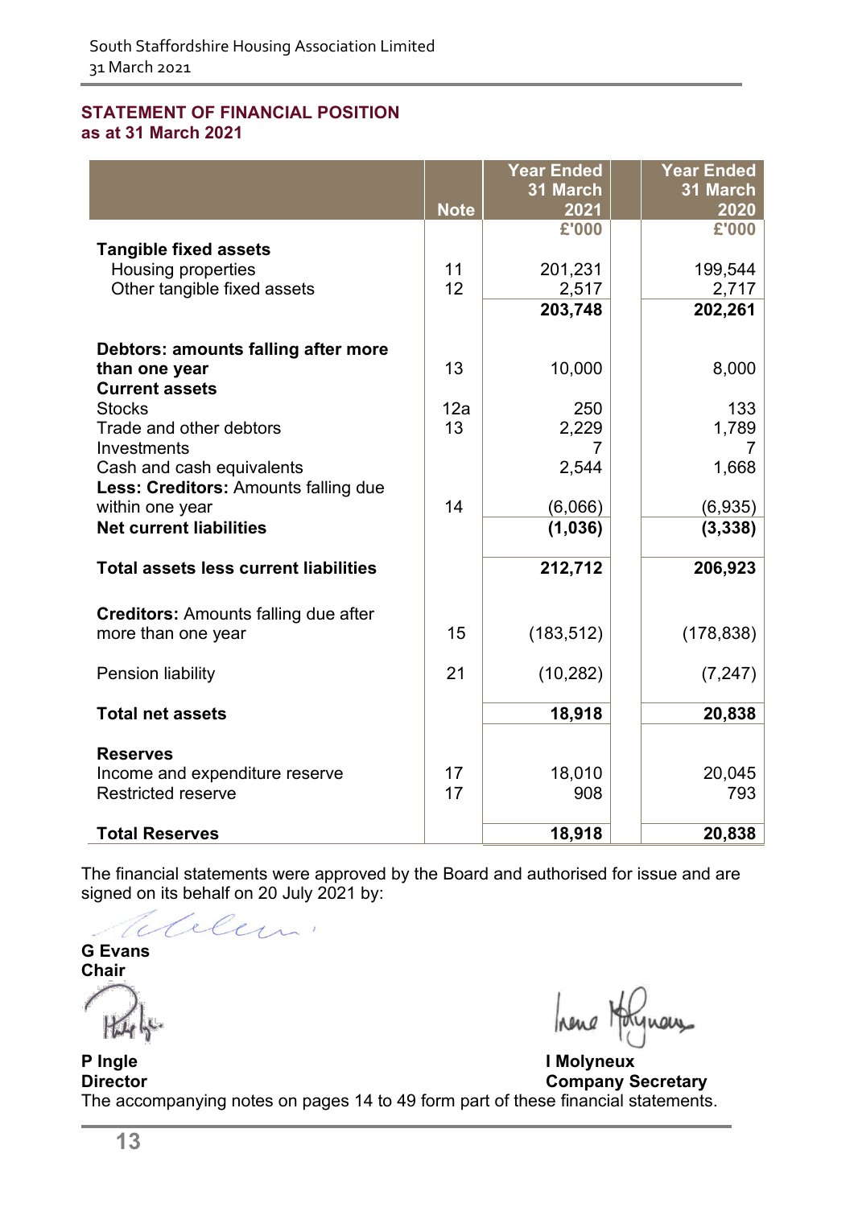## STATEMENT OF FINANCIAL POSITION
### as at 31 March 2021

| | Note | Year Ended 31 March 2021 | Year Ended 31 March 2020 |
|---|---|---|---|
| | | £'000 | £'000 |
| **Tangible fixed assets** | | | |
| Housing properties | 11 | 201,231 | 199,544 |
| Other tangible fixed assets | 12 | 2,517 | 2,717 |
| | | **203,748** | **202,261** |
| **Debtors: amounts falling after more than one year** | 13 | 10,000 | 8,000 |
| **Current assets** | | | |
| Stocks | 12a | 250 | 133 |
| Trade and other debtors | 13 | 2,229 | 1,789 |
| Investments | | 7 | 7 |
| Cash and cash equivalents | | 2,544 | 1,668 |
| **Less: Creditors:** Amounts falling due within one year | 14 | (6,066) | (6,935) |
| **Net current liabilities** | | **(1,036)** | **(3,338)** |
| **Total assets less current liabilities** | | **212,712** | **206,923** |
| **Creditors:** Amounts falling due after more than one year | 15 | (183,512) | (178,838) |
| Pension liability | 21 | (10,282) | (7,247) |
| **Total net assets** | | **18,918** | **20,838** |
| **Reserves** | | | |
| Income and expenditure reserve | 17 | 18,010 | 20,045 |
| Restricted reserve | 17 | 908 | 793 |
| **Total Reserves** | | **18,918** | **20,838** |

The financial statements were approved by the Board and authorised for issue and are signed on its behalf on 20 July 2021 by:

**G Evans**
**Chair**

**P Ingle**
**Director**

**I Molyneux**
**Company Secretary**

The accompanying notes on pages 14 to 49 form part of these financial statements.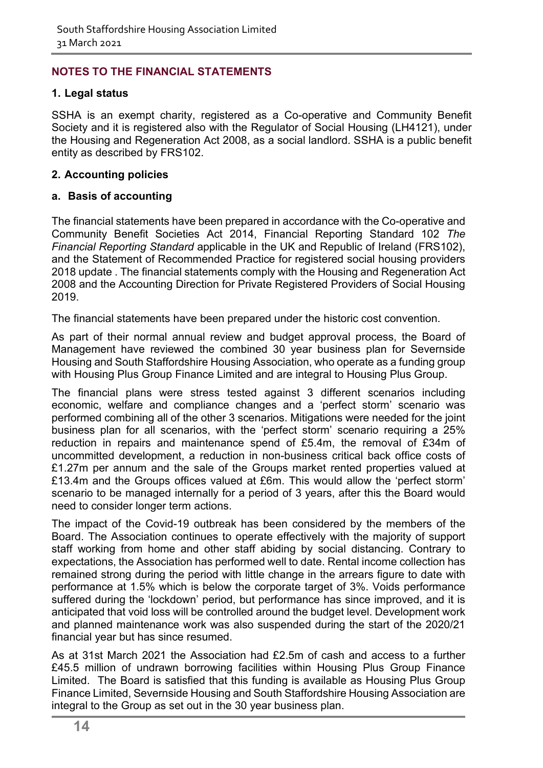## NOTES TO THE FINANCIAL STATEMENTS

### 1. Legal status

SSHA is an exempt charity, registered as a Co-operative and Community Benefit Society and it is registered also with the Regulator of Social Housing (LH4121), under the Housing and Regeneration Act 2008, as a social landlord. SSHA is a public benefit entity as described by FRS102.

### 2. Accounting policies

#### a. Basis of accounting

The financial statements have been prepared in accordance with the Co-operative and Community Benefit Societies Act 2014, Financial Reporting Standard 102 *The Financial Reporting Standard* applicable in the UK and Republic of Ireland (FRS102), and the Statement of Recommended Practice for registered social housing providers 2018 update . The financial statements comply with the Housing and Regeneration Act 2008 and the Accounting Direction for Private Registered Providers of Social Housing 2019.

The financial statements have been prepared under the historic cost convention.

As part of their normal annual review and budget approval process, the Board of Management have reviewed the combined 30 year business plan for Severnside Housing and South Staffordshire Housing Association, who operate as a funding group with Housing Plus Group Finance Limited and are integral to Housing Plus Group.

The financial plans were stress tested against 3 different scenarios including economic, welfare and compliance changes and a 'perfect storm' scenario was performed combining all of the other 3 scenarios. Mitigations were needed for the joint business plan for all scenarios, with the 'perfect storm' scenario requiring a 25% reduction in repairs and maintenance spend of £5.4m, the removal of £34m of uncommitted development, a reduction in non-business critical back office costs of £1.27m per annum and the sale of the Groups market rented properties valued at £13.4m and the Groups offices valued at £6m. This would allow the 'perfect storm' scenario to be managed internally for a period of 3 years, after this the Board would need to consider longer term actions.

The impact of the Covid-19 outbreak has been considered by the members of the Board. The Association continues to operate effectively with the majority of support staff working from home and other staff abiding by social distancing. Contrary to expectations, the Association has performed well to date. Rental income collection has remained strong during the period with little change in the arrears figure to date with performance at 1.5% which is below the corporate target of 3%. Voids performance suffered during the 'lockdown' period, but performance has since improved, and it is anticipated that void loss will be controlled around the budget level. Development work and planned maintenance work was also suspended during the start of the 2020/21 financial year but has since resumed.

As at 31st March 2021 the Association had £2.5m of cash and access to a further £45.5 million of undrawn borrowing facilities within Housing Plus Group Finance Limited. The Board is satisfied that this funding is available as Housing Plus Group Finance Limited, Severnside Housing and South Staffordshire Housing Association are integral to the Group as set out in the 30 year business plan.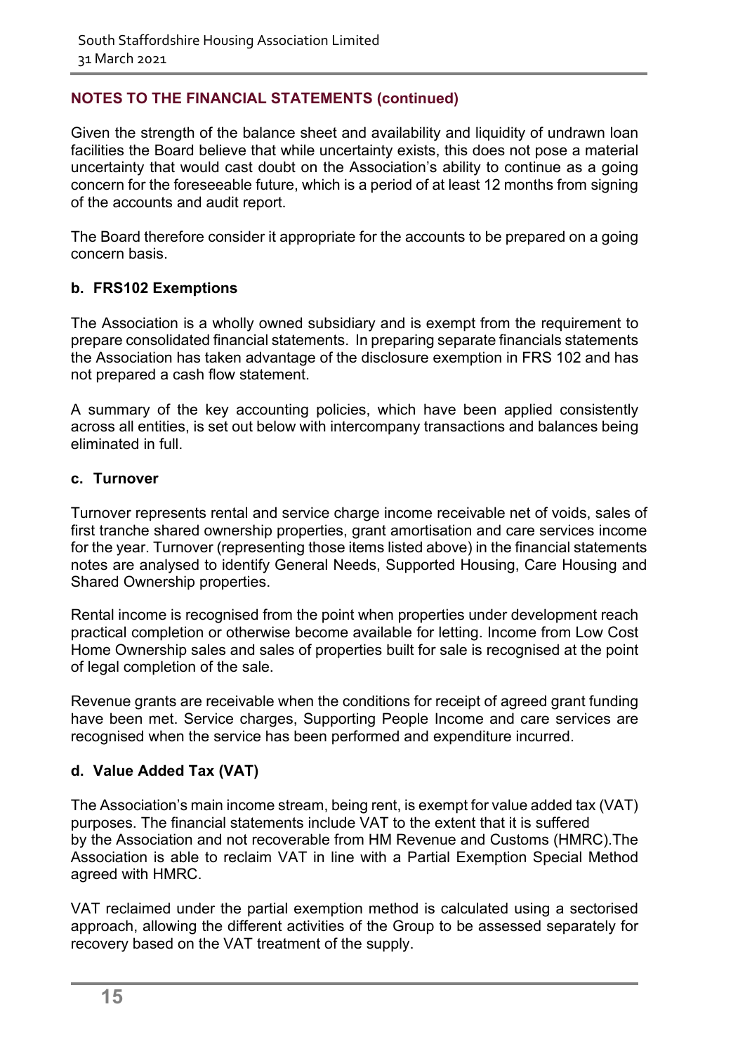## NOTES TO THE FINANCIAL STATEMENTS (continued)

Given the strength of the balance sheet and availability and liquidity of undrawn loan facilities the Board believe that while uncertainty exists, this does not pose a material uncertainty that would cast doubt on the Association's ability to continue as a going concern for the foreseeable future, which is a period of at least 12 months from signing of the accounts and audit report.

The Board therefore consider it appropriate for the accounts to be prepared on a going concern basis.

### b. FRS102 Exemptions

The Association is a wholly owned subsidiary and is exempt from the requirement to prepare consolidated financial statements. In preparing separate financials statements the Association has taken advantage of the disclosure exemption in FRS 102 and has not prepared a cash flow statement.

A summary of the key accounting policies, which have been applied consistently across all entities, is set out below with intercompany transactions and balances being eliminated in full.

### c. Turnover

Turnover represents rental and service charge income receivable net of voids, sales of first tranche shared ownership properties, grant amortisation and care services income for the year. Turnover (representing those items listed above) in the financial statements notes are analysed to identify General Needs, Supported Housing, Care Housing and Shared Ownership properties.

Rental income is recognised from the point when properties under development reach practical completion or otherwise become available for letting. Income from Low Cost Home Ownership sales and sales of properties built for sale is recognised at the point of legal completion of the sale.

Revenue grants are receivable when the conditions for receipt of agreed grant funding have been met. Service charges, Supporting People Income and care services are recognised when the service has been performed and expenditure incurred.

### d. Value Added Tax (VAT)

The Association's main income stream, being rent, is exempt for value added tax (VAT) purposes. The financial statements include VAT to the extent that it is suffered by the Association and not recoverable from HM Revenue and Customs (HMRC).The Association is able to reclaim VAT in line with a Partial Exemption Special Method agreed with HMRC.

VAT reclaimed under the partial exemption method is calculated using a sectorised approach, allowing the different activities of the Group to be assessed separately for recovery based on the VAT treatment of the supply.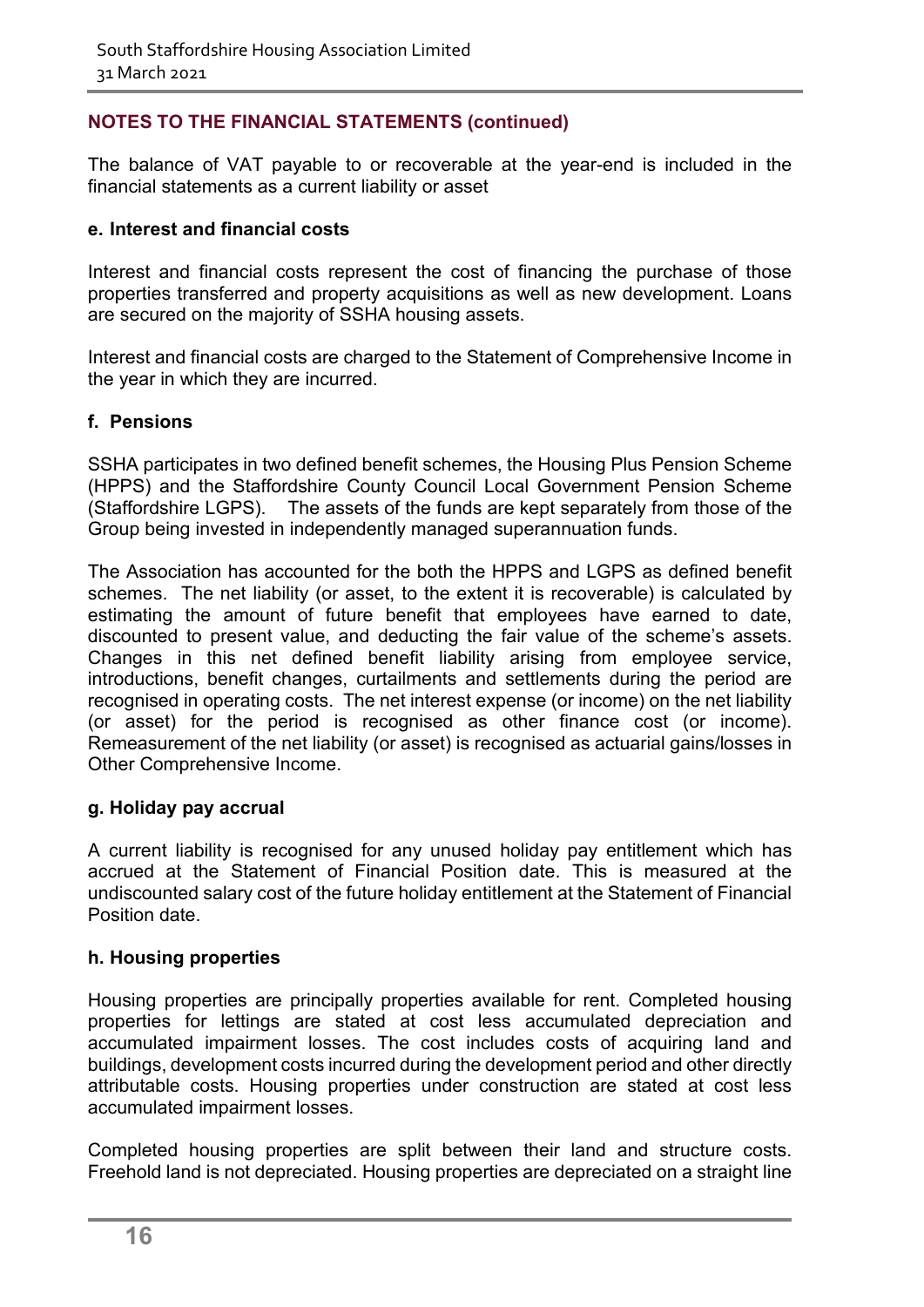## NOTES TO THE FINANCIAL STATEMENTS (continued)

The balance of VAT payable to or recoverable at the year-end is included in the financial statements as a current liability or asset

### e. Interest and financial costs

Interest and financial costs represent the cost of financing the purchase of those properties transferred and property acquisitions as well as new development. Loans are secured on the majority of SSHA housing assets.

Interest and financial costs are charged to the Statement of Comprehensive Income in the year in which they are incurred.

### f. Pensions

SSHA participates in two defined benefit schemes, the Housing Plus Pension Scheme (HPPS) and the Staffordshire County Council Local Government Pension Scheme (Staffordshire LGPS). The assets of the funds are kept separately from those of the Group being invested in independently managed superannuation funds.

The Association has accounted for the both the HPPS and LGPS as defined benefit schemes. The net liability (or asset, to the extent it is recoverable) is calculated by estimating the amount of future benefit that employees have earned to date, discounted to present value, and deducting the fair value of the scheme's assets. Changes in this net defined benefit liability arising from employee service, introductions, benefit changes, curtailments and settlements during the period are recognised in operating costs. The net interest expense (or income) on the net liability (or asset) for the period is recognised as other finance cost (or income). Remeasurement of the net liability (or asset) is recognised as actuarial gains/losses in Other Comprehensive Income.

### g. Holiday pay accrual

A current liability is recognised for any unused holiday pay entitlement which has accrued at the Statement of Financial Position date. This is measured at the undiscounted salary cost of the future holiday entitlement at the Statement of Financial Position date.

### h. Housing properties

Housing properties are principally properties available for rent. Completed housing properties for lettings are stated at cost less accumulated depreciation and accumulated impairment losses. The cost includes costs of acquiring land and buildings, development costs incurred during the development period and other directly attributable costs. Housing properties under construction are stated at cost less accumulated impairment losses.

Completed housing properties are split between their land and structure costs. Freehold land is not depreciated. Housing properties are depreciated on a straight line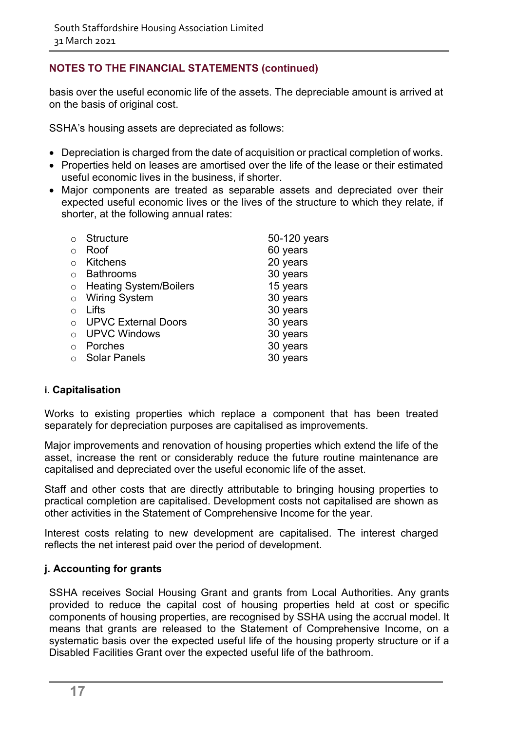## NOTES TO THE FINANCIAL STATEMENTS (continued)

basis over the useful economic life of the assets. The depreciable amount is arrived at on the basis of original cost.

SSHA's housing assets are depreciated as follows:

- Depreciation is charged from the date of acquisition or practical completion of works.
- Properties held on leases are amortised over the life of the lease or their estimated useful economic lives in the business, if shorter.
- Major components are treated as separable assets and depreciated over their expected useful economic lives or the lives of the structure to which they relate, if shorter, at the following annual rates:

| Component | Life |
|---|---|
| Structure | 50-120 years |
| Roof | 60 years |
| Kitchens | 20 years |
| Bathrooms | 30 years |
| Heating System/Boilers | 15 years |
| Wiring System | 30 years |
| Lifts | 30 years |
| UPVC External Doors | 30 years |
| UPVC Windows | 30 years |
| Porches | 30 years |
| Solar Panels | 30 years |

### i. Capitalisation

Works to existing properties which replace a component that has been treated separately for depreciation purposes are capitalised as improvements.

Major improvements and renovation of housing properties which extend the life of the asset, increase the rent or considerably reduce the future routine maintenance are capitalised and depreciated over the useful economic life of the asset.

Staff and other costs that are directly attributable to bringing housing properties to practical completion are capitalised. Development costs not capitalised are shown as other activities in the Statement of Comprehensive Income for the year.

Interest costs relating to new development are capitalised. The interest charged reflects the net interest paid over the period of development.

### j. Accounting for grants

SSHA receives Social Housing Grant and grants from Local Authorities. Any grants provided to reduce the capital cost of housing properties held at cost or specific components of housing properties, are recognised by SSHA using the accrual model. It means that grants are released to the Statement of Comprehensive Income, on a systematic basis over the expected useful life of the housing property structure or if a Disabled Facilities Grant over the expected useful life of the bathroom.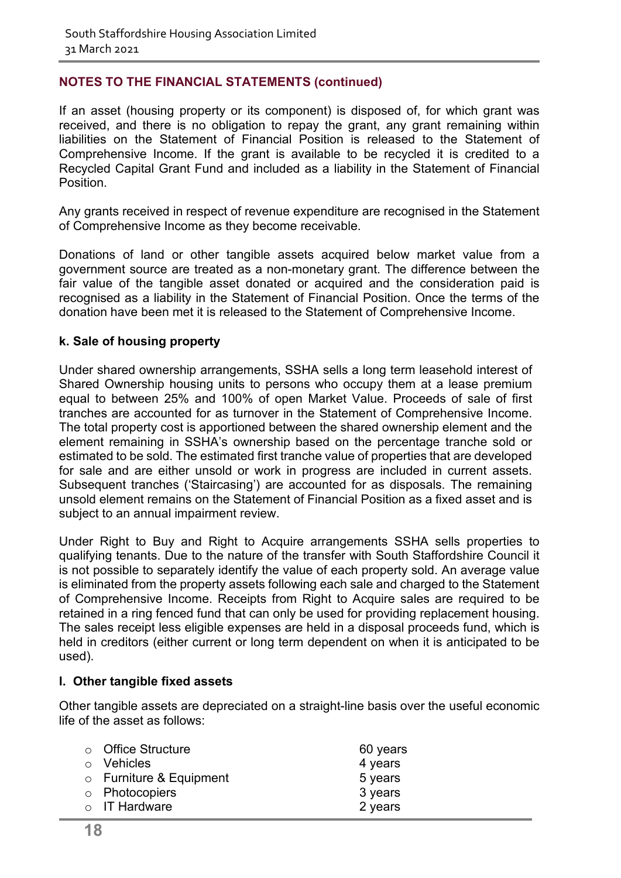## NOTES TO THE FINANCIAL STATEMENTS (continued)

If an asset (housing property or its component) is disposed of, for which grant was received, and there is no obligation to repay the grant, any grant remaining within liabilities on the Statement of Financial Position is released to the Statement of Comprehensive Income. If the grant is available to be recycled it is credited to a Recycled Capital Grant Fund and included as a liability in the Statement of Financial Position.

Any grants received in respect of revenue expenditure are recognised in the Statement of Comprehensive Income as they become receivable.

Donations of land or other tangible assets acquired below market value from a government source are treated as a non-monetary grant. The difference between the fair value of the tangible asset donated or acquired and the consideration paid is recognised as a liability in the Statement of Financial Position. Once the terms of the donation have been met it is released to the Statement of Comprehensive Income.

### k. Sale of housing property

Under shared ownership arrangements, SSHA sells a long term leasehold interest of Shared Ownership housing units to persons who occupy them at a lease premium equal to between 25% and 100% of open Market Value. Proceeds of sale of first tranches are accounted for as turnover in the Statement of Comprehensive Income. The total property cost is apportioned between the shared ownership element and the element remaining in SSHA's ownership based on the percentage tranche sold or estimated to be sold. The estimated first tranche value of properties that are developed for sale and are either unsold or work in progress are included in current assets. Subsequent tranches ('Staircasing') are accounted for as disposals. The remaining unsold element remains on the Statement of Financial Position as a fixed asset and is subject to an annual impairment review.

Under Right to Buy and Right to Acquire arrangements SSHA sells properties to qualifying tenants. Due to the nature of the transfer with South Staffordshire Council it is not possible to separately identify the value of each property sold. An average value is eliminated from the property assets following each sale and charged to the Statement of Comprehensive Income. Receipts from Right to Acquire sales are required to be retained in a ring fenced fund that can only be used for providing replacement housing. The sales receipt less eligible expenses are held in a disposal proceeds fund, which is held in creditors (either current or long term dependent on when it is anticipated to be used).

### l. Other tangible fixed assets

Other tangible assets are depreciated on a straight-line basis over the useful economic life of the asset as follows:

| | |
|---|---|
| Office Structure | 60 years |
| Vehicles | 4 years |
| Furniture & Equipment | 5 years |
| Photocopiers | 3 years |
| IT Hardware | 2 years |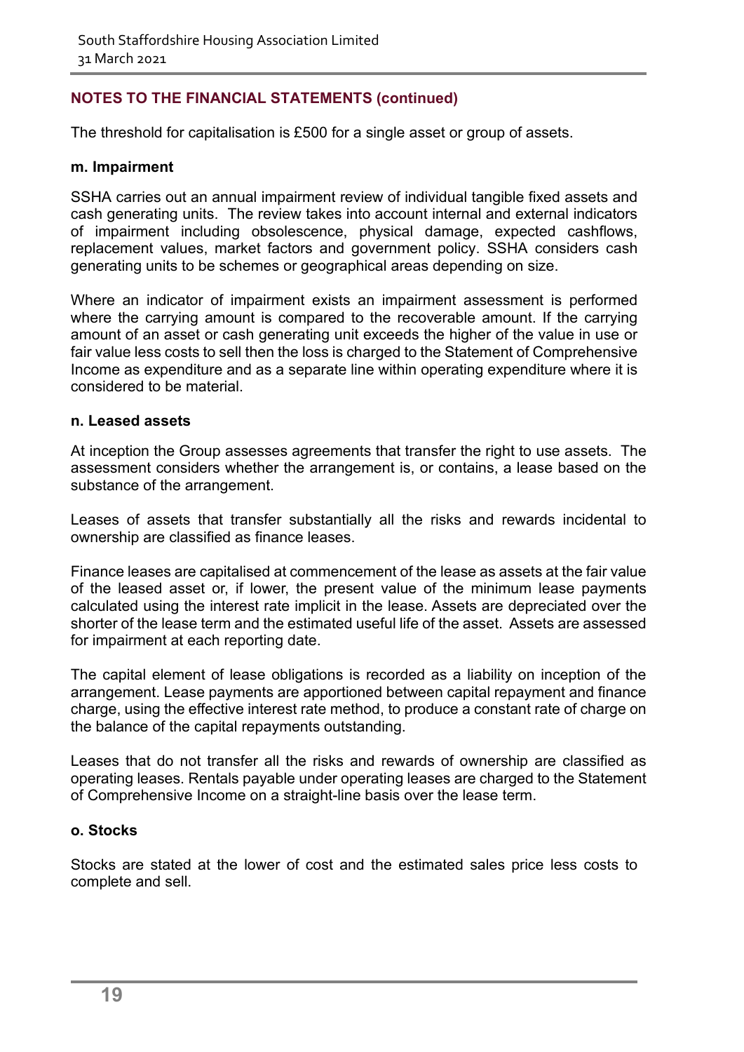## NOTES TO THE FINANCIAL STATEMENTS (continued)

The threshold for capitalisation is £500 for a single asset or group of assets.

**m. Impairment**

SSHA carries out an annual impairment review of individual tangible fixed assets and cash generating units. The review takes into account internal and external indicators of impairment including obsolescence, physical damage, expected cashflows, replacement values, market factors and government policy. SSHA considers cash generating units to be schemes or geographical areas depending on size.

Where an indicator of impairment exists an impairment assessment is performed where the carrying amount is compared to the recoverable amount. If the carrying amount of an asset or cash generating unit exceeds the higher of the value in use or fair value less costs to sell then the loss is charged to the Statement of Comprehensive Income as expenditure and as a separate line within operating expenditure where it is considered to be material.

**n. Leased assets**

At inception the Group assesses agreements that transfer the right to use assets. The assessment considers whether the arrangement is, or contains, a lease based on the substance of the arrangement.

Leases of assets that transfer substantially all the risks and rewards incidental to ownership are classified as finance leases.

Finance leases are capitalised at commencement of the lease as assets at the fair value of the leased asset or, if lower, the present value of the minimum lease payments calculated using the interest rate implicit in the lease. Assets are depreciated over the shorter of the lease term and the estimated useful life of the asset. Assets are assessed for impairment at each reporting date.

The capital element of lease obligations is recorded as a liability on inception of the arrangement. Lease payments are apportioned between capital repayment and finance charge, using the effective interest rate method, to produce a constant rate of charge on the balance of the capital repayments outstanding.

Leases that do not transfer all the risks and rewards of ownership are classified as operating leases. Rentals payable under operating leases are charged to the Statement of Comprehensive Income on a straight-line basis over the lease term.

**o. Stocks**

Stocks are stated at the lower of cost and the estimated sales price less costs to complete and sell.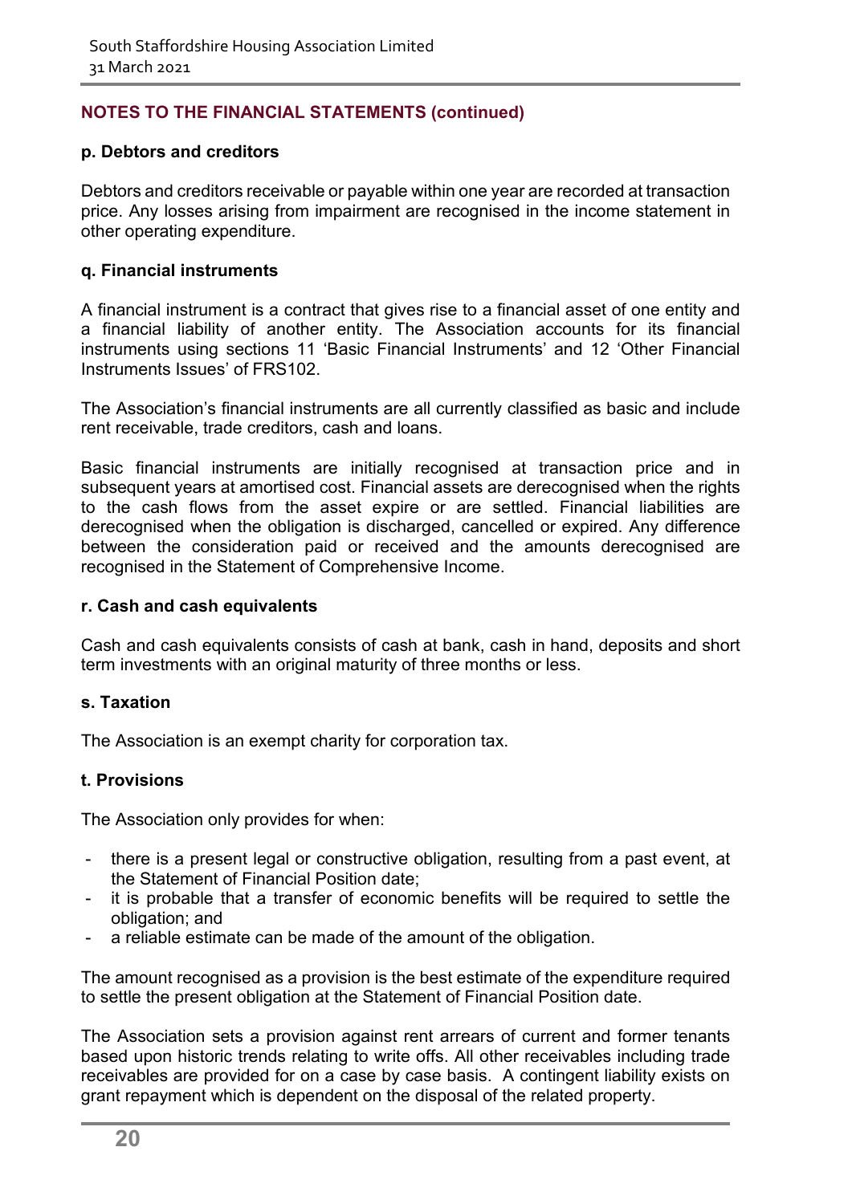## NOTES TO THE FINANCIAL STATEMENTS (continued)

### p. Debtors and creditors

Debtors and creditors receivable or payable within one year are recorded at transaction price. Any losses arising from impairment are recognised in the income statement in other operating expenditure.

### q. Financial instruments

A financial instrument is a contract that gives rise to a financial asset of one entity and a financial liability of another entity. The Association accounts for its financial instruments using sections 11 'Basic Financial Instruments' and 12 'Other Financial Instruments Issues' of FRS102.

The Association's financial instruments are all currently classified as basic and include rent receivable, trade creditors, cash and loans.

Basic financial instruments are initially recognised at transaction price and in subsequent years at amortised cost. Financial assets are derecognised when the rights to the cash flows from the asset expire or are settled. Financial liabilities are derecognised when the obligation is discharged, cancelled or expired. Any difference between the consideration paid or received and the amounts derecognised are recognised in the Statement of Comprehensive Income.

### r. Cash and cash equivalents

Cash and cash equivalents consists of cash at bank, cash in hand, deposits and short term investments with an original maturity of three months or less.

### s. Taxation

The Association is an exempt charity for corporation tax.

### t. Provisions

The Association only provides for when:

- there is a present legal or constructive obligation, resulting from a past event, at the Statement of Financial Position date;
- it is probable that a transfer of economic benefits will be required to settle the obligation; and
- a reliable estimate can be made of the amount of the obligation.

The amount recognised as a provision is the best estimate of the expenditure required to settle the present obligation at the Statement of Financial Position date.

The Association sets a provision against rent arrears of current and former tenants based upon historic trends relating to write offs. All other receivables including trade receivables are provided for on a case by case basis. A contingent liability exists on grant repayment which is dependent on the disposal of the related property.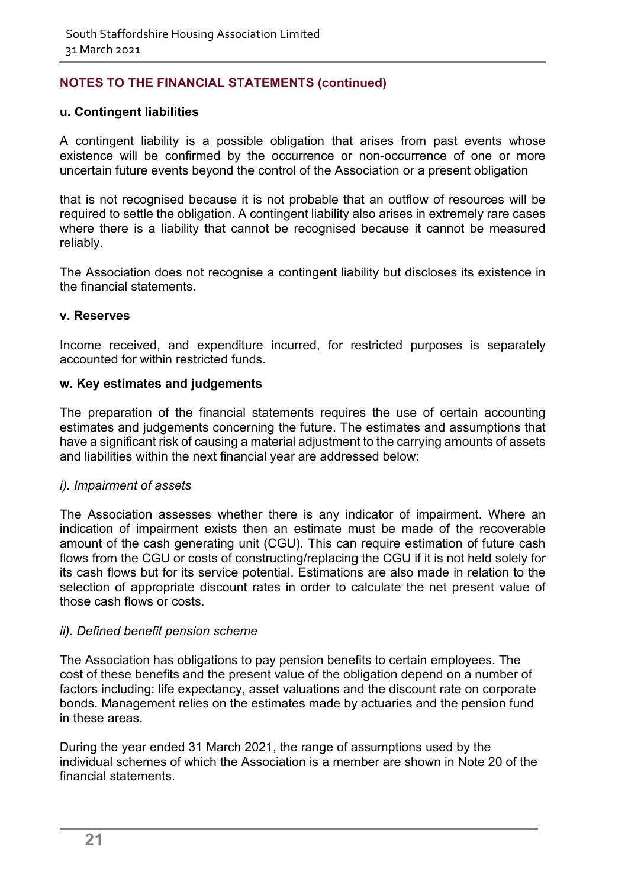## NOTES TO THE FINANCIAL STATEMENTS (continued)

**u. Contingent liabilities**

A contingent liability is a possible obligation that arises from past events whose existence will be confirmed by the occurrence or non-occurrence of one or more uncertain future events beyond the control of the Association or a present obligation

that is not recognised because it is not probable that an outflow of resources will be required to settle the obligation. A contingent liability also arises in extremely rare cases where there is a liability that cannot be recognised because it cannot be measured reliably.

The Association does not recognise a contingent liability but discloses its existence in the financial statements.

**v. Reserves**

Income received, and expenditure incurred, for restricted purposes is separately accounted for within restricted funds.

**w. Key estimates and judgements**

The preparation of the financial statements requires the use of certain accounting estimates and judgements concerning the future. The estimates and assumptions that have a significant risk of causing a material adjustment to the carrying amounts of assets and liabilities within the next financial year are addressed below:

*i). Impairment of assets*

The Association assesses whether there is any indicator of impairment. Where an indication of impairment exists then an estimate must be made of the recoverable amount of the cash generating unit (CGU). This can require estimation of future cash flows from the CGU or costs of constructing/replacing the CGU if it is not held solely for its cash flows but for its service potential. Estimations are also made in relation to the selection of appropriate discount rates in order to calculate the net present value of those cash flows or costs.

*ii). Defined benefit pension scheme*

The Association has obligations to pay pension benefits to certain employees. The cost of these benefits and the present value of the obligation depend on a number of factors including: life expectancy, asset valuations and the discount rate on corporate bonds. Management relies on the estimates made by actuaries and the pension fund in these areas.

During the year ended 31 March 2021, the range of assumptions used by the individual schemes of which the Association is a member are shown in Note 20 of the financial statements.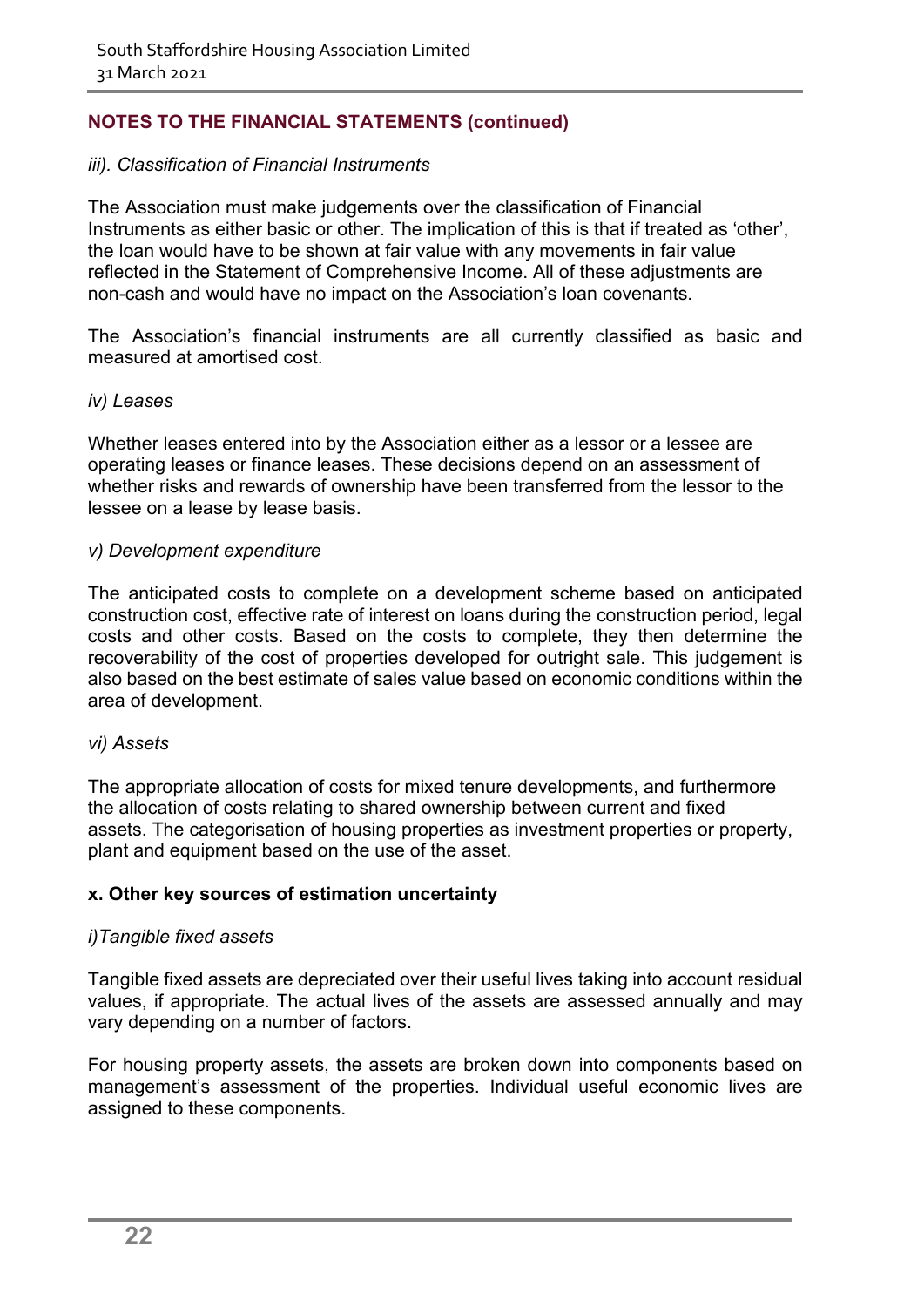## NOTES TO THE FINANCIAL STATEMENTS (continued)

*iii). Classification of Financial Instruments*

The Association must make judgements over the classification of Financial Instruments as either basic or other. The implication of this is that if treated as 'other', the loan would have to be shown at fair value with any movements in fair value reflected in the Statement of Comprehensive Income. All of these adjustments are non-cash and would have no impact on the Association's loan covenants.

The Association's financial instruments are all currently classified as basic and measured at amortised cost.

*iv) Leases*

Whether leases entered into by the Association either as a lessor or a lessee are operating leases or finance leases. These decisions depend on an assessment of whether risks and rewards of ownership have been transferred from the lessor to the lessee on a lease by lease basis.

*v) Development expenditure*

The anticipated costs to complete on a development scheme based on anticipated construction cost, effective rate of interest on loans during the construction period, legal costs and other costs. Based on the costs to complete, they then determine the recoverability of the cost of properties developed for outright sale. This judgement is also based on the best estimate of sales value based on economic conditions within the area of development.

*vi) Assets*

The appropriate allocation of costs for mixed tenure developments, and furthermore the allocation of costs relating to shared ownership between current and fixed assets. The categorisation of housing properties as investment properties or property, plant and equipment based on the use of the asset.

### x. Other key sources of estimation uncertainty

*i)Tangible fixed assets*

Tangible fixed assets are depreciated over their useful lives taking into account residual values, if appropriate. The actual lives of the assets are assessed annually and may vary depending on a number of factors.

For housing property assets, the assets are broken down into components based on management's assessment of the properties. Individual useful economic lives are assigned to these components.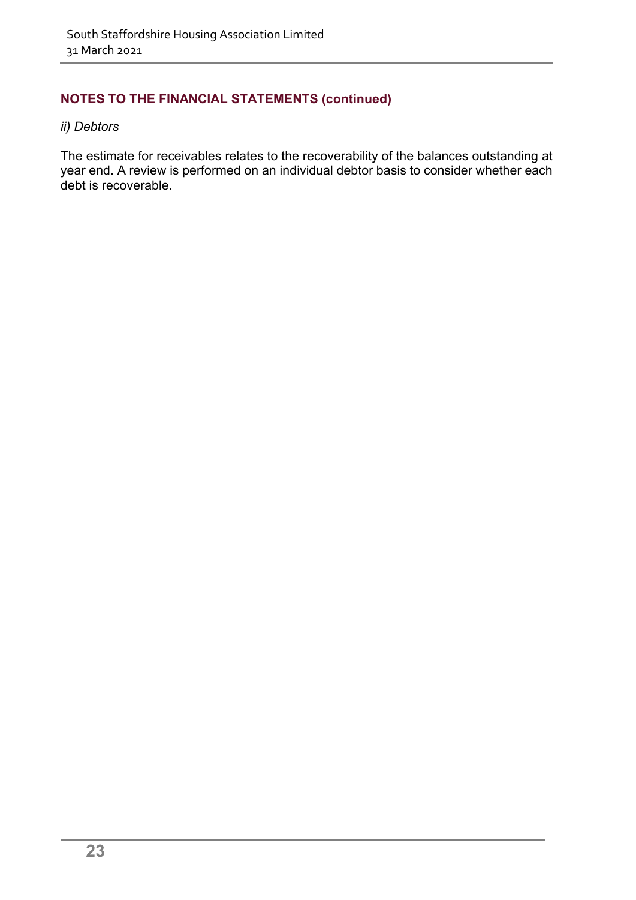## NOTES TO THE FINANCIAL STATEMENTS (continued)

*ii) Debtors*

The estimate for receivables relates to the recoverability of the balances outstanding at year end. A review is performed on an individual debtor basis to consider whether each debt is recoverable.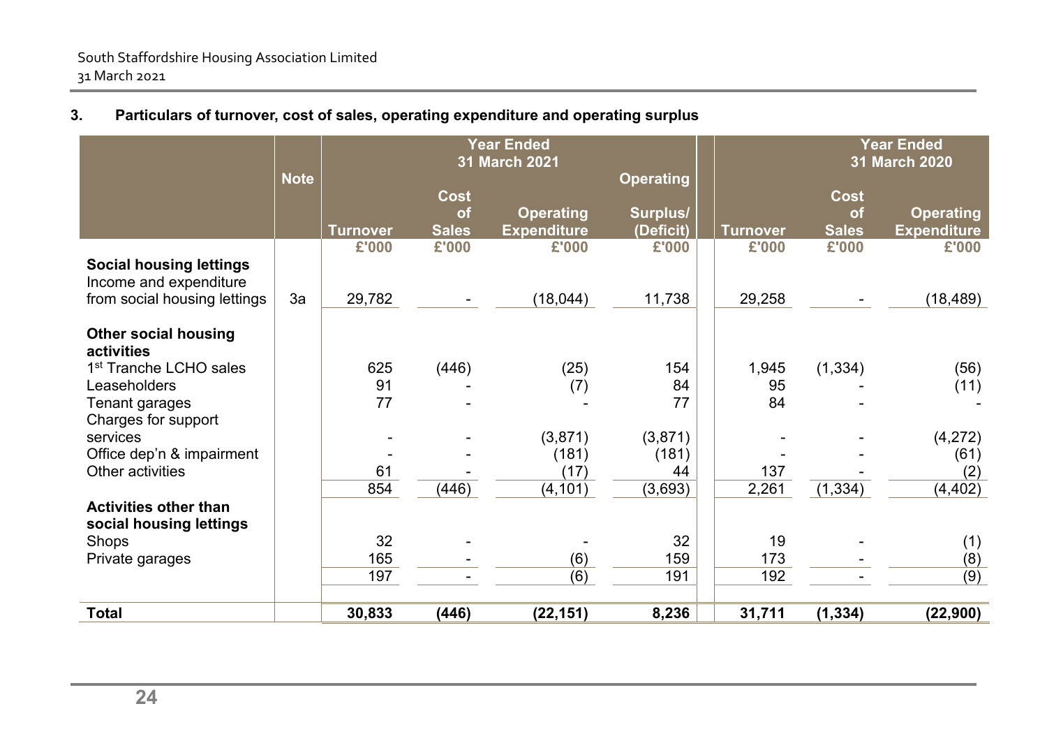### 3. Particulars of turnover, cost of sales, operating expenditure and operating surplus

| | Note | Year Ended 31 March 2021 Turnover | Cost of Sales | Operating Expenditure | Operating Surplus/ (Deficit) | Year Ended 31 March 2020 Turnover | Cost of Sales | Operating Expenditure |
|---|---|---|---|---|---|---|---|---|
| | | £'000 | £'000 | £'000 | £'000 | £'000 | £'000 | £'000 |
| **Social housing lettings** | | | | | | | | |
| Income and expenditure from social housing lettings | 3a | 29,782 | - | (18,044) | 11,738 | 29,258 | - | (18,489) |
| **Other social housing activities** | | | | | | | | |
| 1st Tranche LCHO sales | | 625 | (446) | (25) | 154 | 1,945 | (1,334) | (56) |
| Leaseholders | | 91 | - | (7) | 84 | 95 | - | (11) |
| Tenant garages | | 77 | - | - | 77 | 84 | - | - |
| Charges for support services | | - | - | (3,871) | (3,871) | - | - | (4,272) |
| Office dep'n & impairment | | - | - | (181) | (181) | - | - | (61) |
| Other activities | | 61 | - | (17) | 44 | 137 | - | (2) |
| | | 854 | (446) | (4,101) | (3,693) | 2,261 | (1,334) | (4,402) |
| **Activities other than social housing lettings** | | | | | | | | |
| Shops | | 32 | - | - | 32 | 19 | - | (1) |
| Private garages | | 165 | - | (6) | 159 | 173 | - | (8) |
| | | 197 | - | (6) | 191 | 192 | - | (9) |
| **Total** | | **30,833** | **(446)** | **(22,151)** | **8,236** | **31,711** | **(1,334)** | **(22,900)** |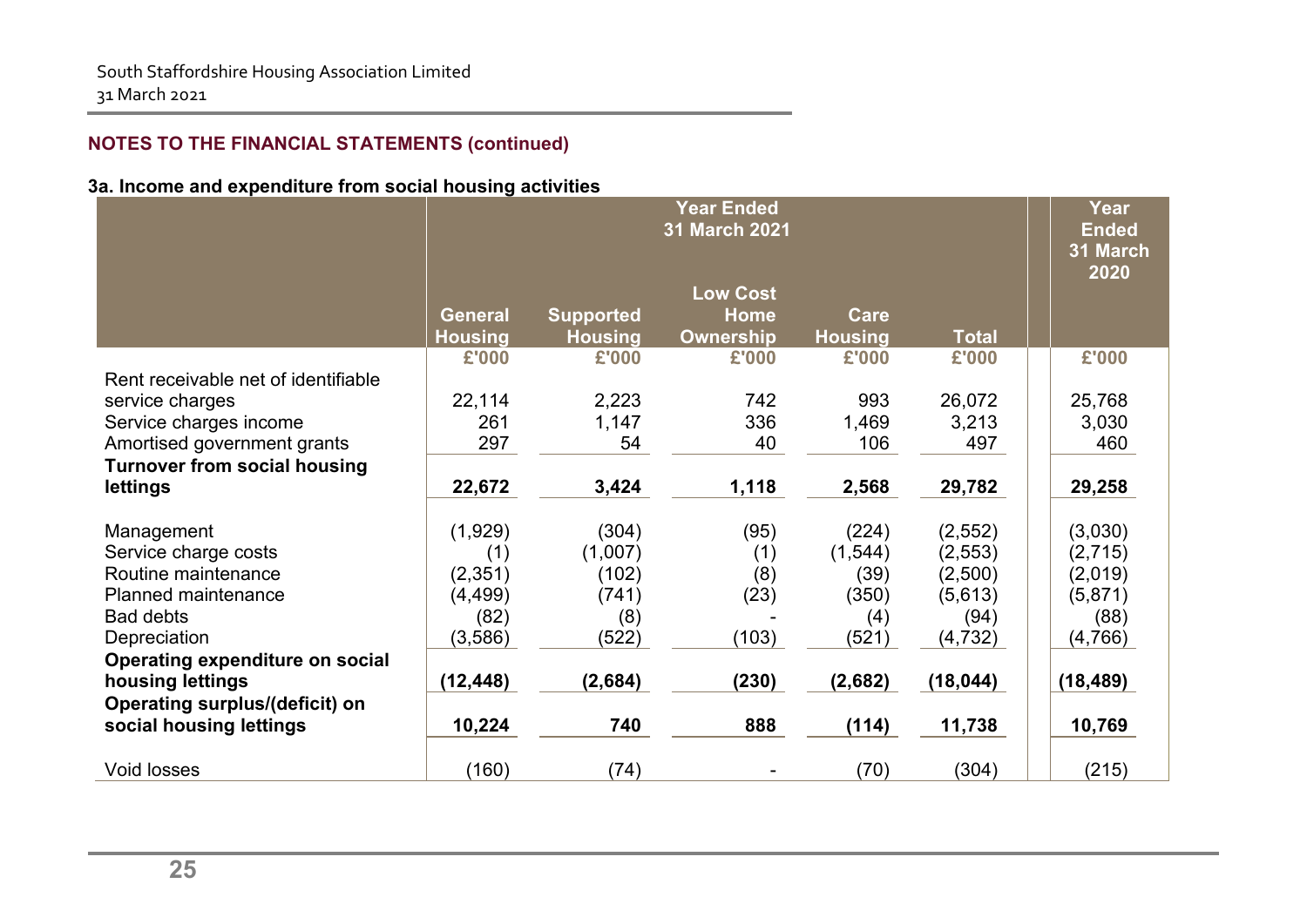## NOTES TO THE FINANCIAL STATEMENTS (continued)

### 3a. Income and expenditure from social housing activities

| | Year Ended 31 March 2021 | | | | | Year Ended 31 March 2020 |
|---|---|---|---|---|---|---|
| | General Housing | Supported Housing | Low Cost Home Ownership | Care Housing | Total | |
| | £'000 | £'000 | £'000 | £'000 | £'000 | £'000 |
| Rent receivable net of identifiable service charges | 22,114 | 2,223 | 742 | 993 | 26,072 | 25,768 |
| Service charges income | 261 | 1,147 | 336 | 1,469 | 3,213 | 3,030 |
| Amortised government grants | 297 | 54 | 40 | 106 | 497 | 460 |
| **Turnover from social housing lettings** | **22,672** | **3,424** | **1,118** | **2,568** | **29,782** | **29,258** |
| Management | (1,929) | (304) | (95) | (224) | (2,552) | (3,030) |
| Service charge costs | (1) | (1,007) | (1) | (1,544) | (2,553) | (2,715) |
| Routine maintenance | (2,351) | (102) | (8) | (39) | (2,500) | (2,019) |
| Planned maintenance | (4,499) | (741) | (23) | (350) | (5,613) | (5,871) |
| Bad debts | (82) | (8) | - | (4) | (94) | (88) |
| Depreciation | (3,586) | (522) | (103) | (521) | (4,732) | (4,766) |
| **Operating expenditure on social housing lettings** | **(12,448)** | **(2,684)** | **(230)** | **(2,682)** | **(18,044)** | **(18,489)** |
| **Operating surplus/(deficit) on social housing lettings** | **10,224** | **740** | **888** | **(114)** | **11,738** | **10,769** |
| Void losses | (160) | (74) | - | (70) | (304) | (215) |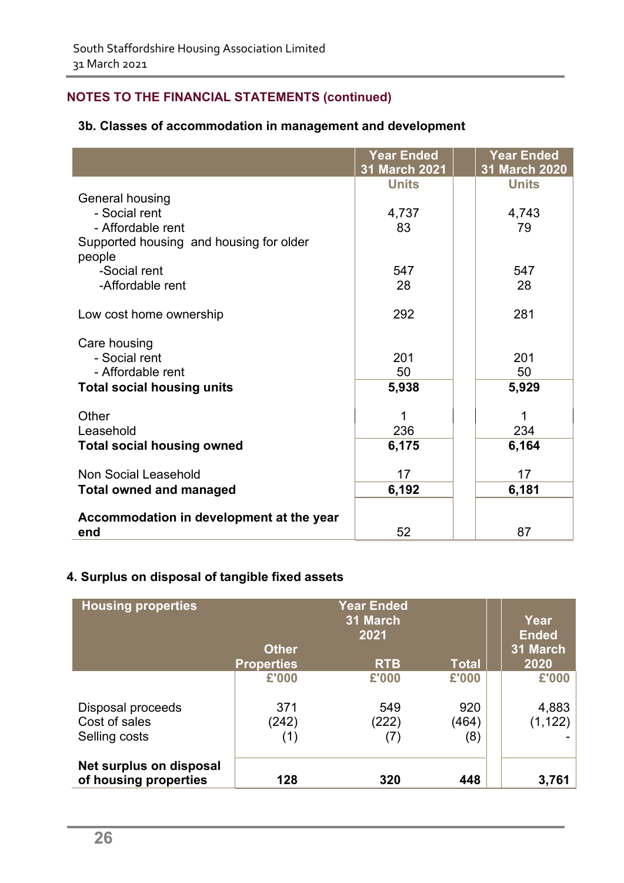## NOTES TO THE FINANCIAL STATEMENTS (continued)

### 3b. Classes of accommodation in management and development

| | Year Ended 31 March 2021 | Year Ended 31 March 2020 |
|---|---|---|
| | Units | Units |
| General housing | | |
| - Social rent | 4,737 | 4,743 |
| - Affordable rent | 83 | 79 |
| Supported housing and housing for older people | | |
| -Social rent | 547 | 547 |
| -Affordable rent | 28 | 28 |
| Low cost home ownership | 292 | 281 |
| Care housing | | |
| - Social rent | 201 | 201 |
| - Affordable rent | 50 | 50 |
| **Total social housing units** | **5,938** | **5,929** |
| Other | 1 | 1 |
| Leasehold | 236 | 234 |
| **Total social housing owned** | **6,175** | **6,164** |
| Non Social Leasehold | 17 | 17 |
| **Total owned and managed** | **6,192** | **6,181** |
| **Accommodation in development at the year end** | 52 | 87 |

### 4. Surplus on disposal of tangible fixed assets

| Housing properties | Year Ended 31 March 2021 | | | Year Ended 31 March 2020 |
|---|---|---|---|---|
| | Other Properties | RTB | Total | |
| | £'000 | £'000 | £'000 | £'000 |
| Disposal proceeds | 371 | 549 | 920 | 4,883 |
| Cost of sales | (242) | (222) | (464) | (1,122) |
| Selling costs | (1) | (7) | (8) | - |
| **Net surplus on disposal of housing properties** | **128** | **320** | **448** | **3,761** |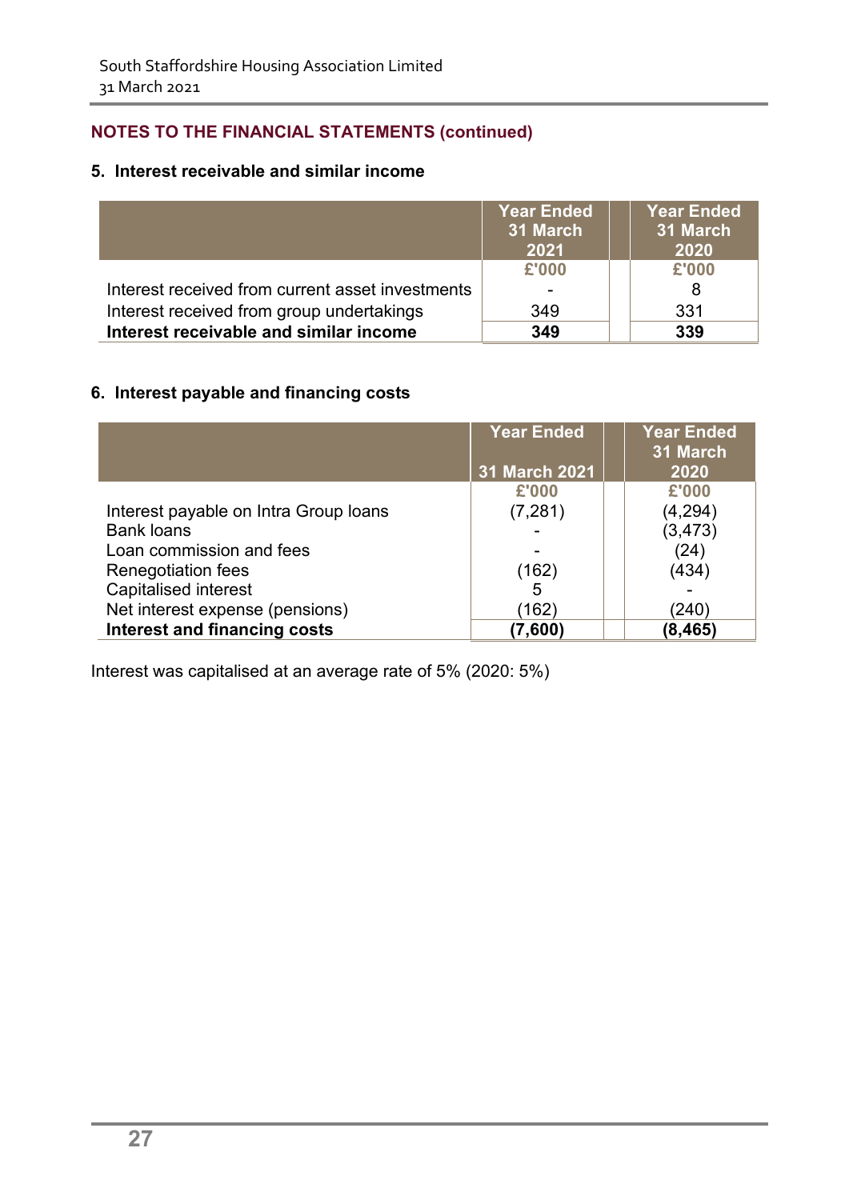## NOTES TO THE FINANCIAL STATEMENTS (continued)

### 5. Interest receivable and similar income

| | Year Ended 31 March 2021 | | Year Ended 31 March 2020 |
|---|---|---|---|
| | £'000 | | £'000 |
| Interest received from current asset investments | - | | 8 |
| Interest received from group undertakings | 349 | | 331 |
| **Interest receivable and similar income** | **349** | | **339** |

### 6. Interest payable and financing costs

| | Year Ended 31 March 2021 | | Year Ended 31 March 2020 |
|---|---|---|---|
| | £'000 | | £'000 |
| Interest payable on Intra Group loans | (7,281) | | (4,294) |
| Bank loans | - | | (3,473) |
| Loan commission and fees | - | | (24) |
| Renegotiation fees | (162) | | (434) |
| Capitalised interest | 5 | | - |
| Net interest expense (pensions) | (162) | | (240) |
| **Interest and financing costs** | **(7,600)** | | **(8,465)** |

Interest was capitalised at an average rate of 5% (2020: 5%)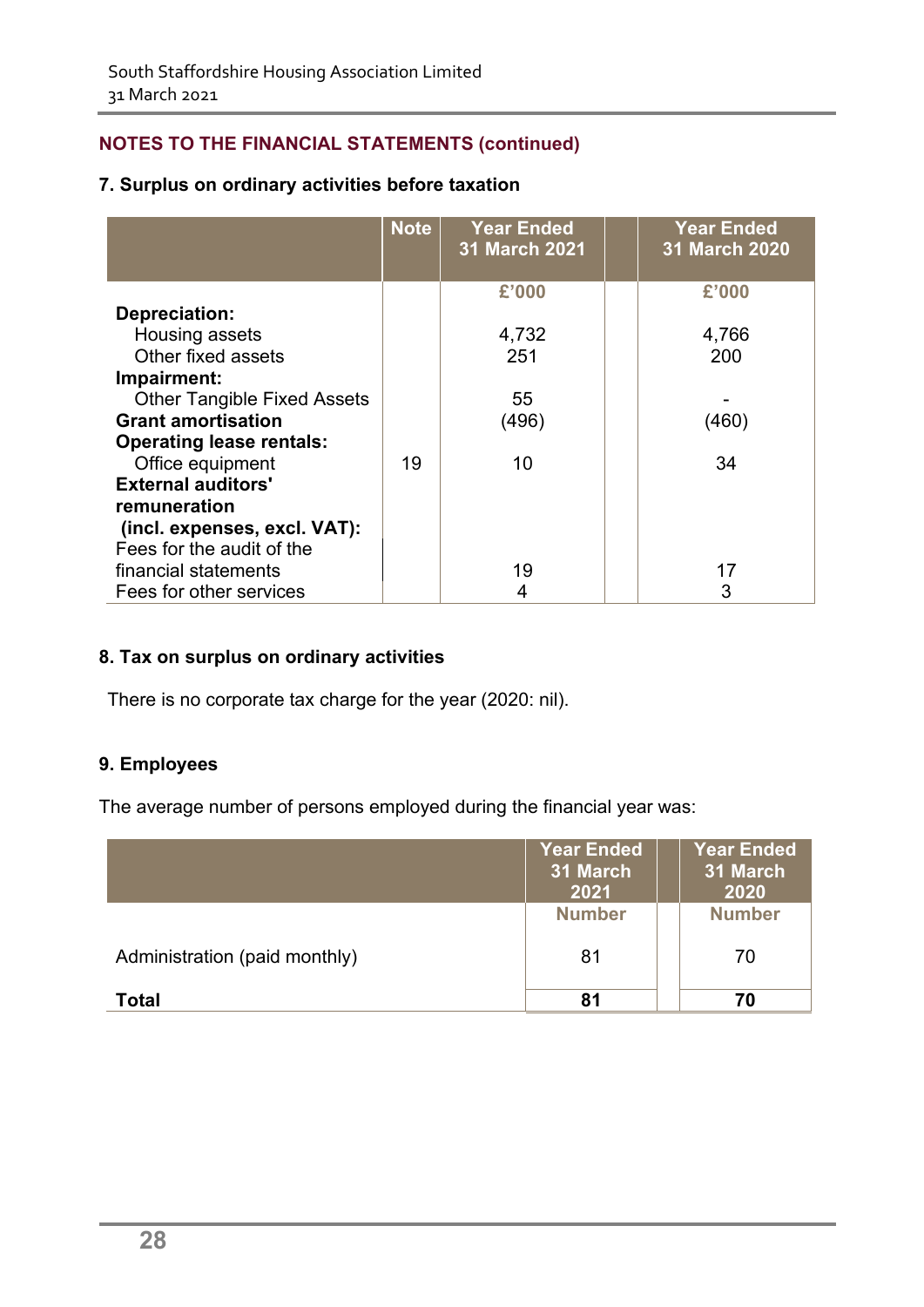## NOTES TO THE FINANCIAL STATEMENTS (continued)

### 7. Surplus on ordinary activities before taxation

| | Note | Year Ended 31 March 2021 | | Year Ended 31 March 2020 |
|---|---|---|---|---|
| | | £'000 | | £'000 |
| **Depreciation:** | | | | |
| Housing assets | | 4,732 | | 4,766 |
| Other fixed assets | | 251 | | 200 |
| **Impairment:** | | | | |
| Other Tangible Fixed Assets | | 55 | | - |
| **Grant amortisation** | | (496) | | (460) |
| **Operating lease rentals:** | | | | |
| Office equipment | 19 | 10 | | 34 |
| **External auditors' remuneration (incl. expenses, excl. VAT):** | | | | |
| Fees for the audit of the financial statements | | 19 | | 17 |
| Fees for other services | | 4 | | 3 |

### 8. Tax on surplus on ordinary activities

There is no corporate tax charge for the year (2020: nil).

### 9. Employees

The average number of persons employed during the financial year was:

| | Year Ended 31 March 2021 | | Year Ended 31 March 2020 |
|---|---|---|---|
| | Number | | Number |
| Administration (paid monthly) | 81 | | 70 |
| **Total** | **81** | | **70** |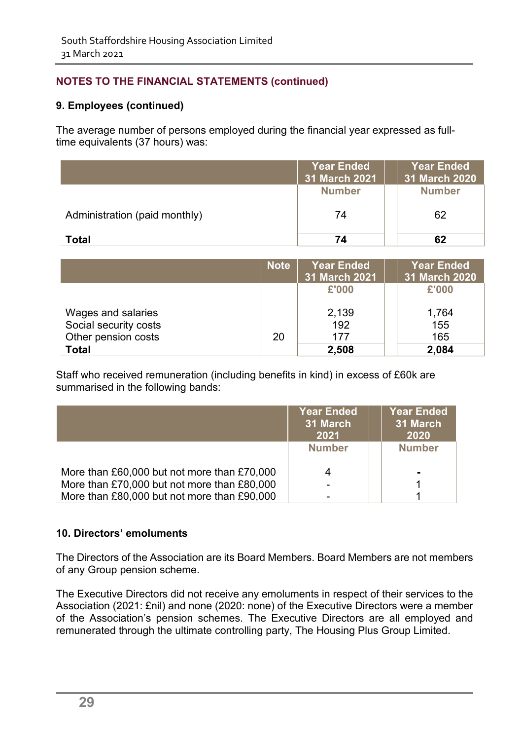## NOTES TO THE FINANCIAL STATEMENTS (continued)

### 9. Employees (continued)

The average number of persons employed during the financial year expressed as full-time equivalents (37 hours) was:

| | Year Ended 31 March 2021 | Year Ended 31 March 2020 |
|---|---|---|
| | Number | Number |
| Administration (paid monthly) | 74 | 62 |
| **Total** | **74** | **62** |

| | Note | Year Ended 31 March 2021 | Year Ended 31 March 2020 |
|---|---|---|---|
| | | £'000 | £'000 |
| Wages and salaries | | 2,139 | 1,764 |
| Social security costs | | 192 | 155 |
| Other pension costs | 20 | 177 | 165 |
| **Total** | | **2,508** | **2,084** |

Staff who received remuneration (including benefits in kind) in excess of £60k are summarised in the following bands:

| | Year Ended 31 March 2021 | Year Ended 31 March 2020 |
|---|---|---|
| | Number | Number |
| More than £60,000 but not more than £70,000 | 4 | - |
| More than £70,000 but not more than £80,000 | - | 1 |
| More than £80,000 but not more than £90,000 | - | 1 |

### 10. Directors' emoluments

The Directors of the Association are its Board Members. Board Members are not members of any Group pension scheme.

The Executive Directors did not receive any emoluments in respect of their services to the Association (2021: £nil) and none (2020: none) of the Executive Directors were a member of the Association's pension schemes. The Executive Directors are all employed and remunerated through the ultimate controlling party, The Housing Plus Group Limited.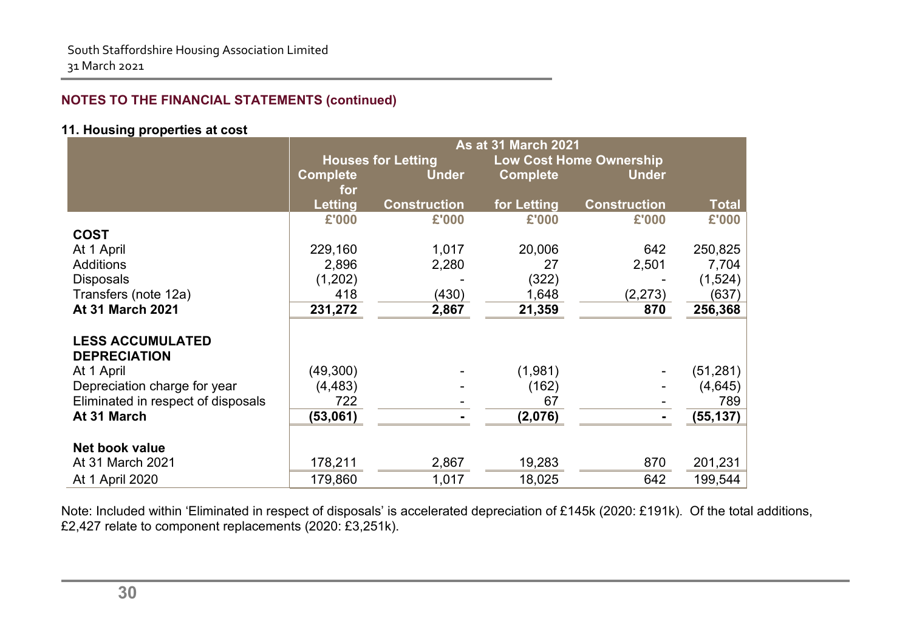## NOTES TO THE FINANCIAL STATEMENTS (continued)

### 11. Housing properties at cost

| | As at 31 March 2021 | | | | |
|---|---|---|---|---|---|
| | Houses for Letting | | Low Cost Home Ownership | | |
| | Complete for Letting | Under Construction | Complete for Letting | Under Construction | Total |
| | £'000 | £'000 | £'000 | £'000 | £'000 |
| **COST** | | | | | |
| At 1 April | 229,160 | 1,017 | 20,006 | 642 | 250,825 |
| Additions | 2,896 | 2,280 | 27 | 2,501 | 7,704 |
| Disposals | (1,202) | - | (322) | - | (1,524) |
| Transfers (note 12a) | 418 | (430) | 1,648 | (2,273) | (637) |
| **At 31 March 2021** | **231,272** | **2,867** | **21,359** | **870** | **256,368** |
| **LESS ACCUMULATED DEPRECIATION** | | | | | |
| At 1 April | (49,300) | - | (1,981) | - | (51,281) |
| Depreciation charge for year | (4,483) | - | (162) | - | (4,645) |
| Eliminated in respect of disposals | 722 | - | 67 | - | 789 |
| **At 31 March** | **(53,061)** | **-** | **(2,076)** | **-** | **(55,137)** |
| **Net book value** | | | | | |
| At 31 March 2021 | 178,211 | 2,867 | 19,283 | 870 | 201,231 |
| At 1 April 2020 | 179,860 | 1,017 | 18,025 | 642 | 199,544 |

Note: Included within 'Eliminated in respect of disposals' is accelerated depreciation of £145k (2020: £191k). Of the total additions, £2,427 relate to component replacements (2020: £3,251k).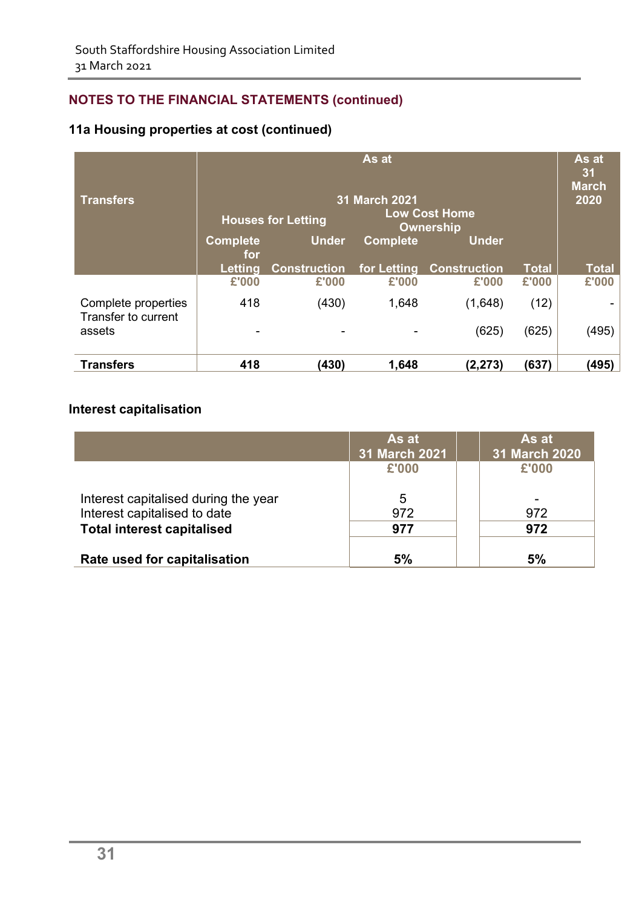## NOTES TO THE FINANCIAL STATEMENTS (continued)

### 11a Housing properties at cost (continued)

| Transfers | As at 31 March 2021 | | | | | As at 31 March 2020 |
|---|---|---|---|---|---|---|
| | Houses for Letting | | Low Cost Home Ownership | | | |
| | Complete for Letting | Under Construction | Complete for Letting | Under Construction | Total | Total |
| | £'000 | £'000 | £'000 | £'000 | £'000 | £'000 |
| Complete properties | 418 | (430) | 1,648 | (1,648) | (12) | - |
| Transfer to current assets | - | - | - | (625) | (625) | (495) |
| **Transfers** | **418** | **(430)** | **1,648** | **(2,273)** | **(637)** | **(495)** |

### Interest capitalisation

| | As at 31 March 2021 | As at 31 March 2020 |
|---|---|---|
| | £'000 | £'000 |
| Interest capitalised during the year | 5 | - |
| Interest capitalised to date | 972 | 972 |
| **Total interest capitalised** | **977** | **972** |
| **Rate used for capitalisation** | **5%** | **5%** |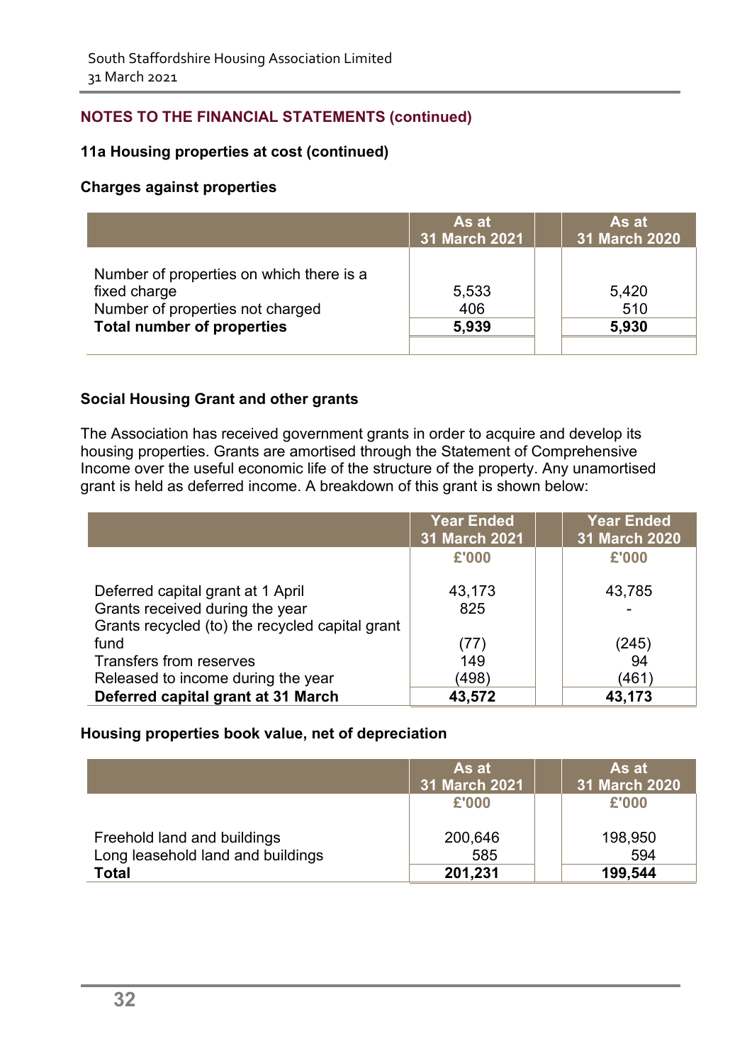## NOTES TO THE FINANCIAL STATEMENTS (continued)

### 11a Housing properties at cost (continued)

**Charges against properties**

| | As at 31 March 2021 | As at 31 March 2020 |
|---|---|---|
| Number of properties on which there is a fixed charge | 5,533 | 5,420 |
| Number of properties not charged | 406 | 510 |
| **Total number of properties** | **5,939** | **5,930** |

**Social Housing Grant and other grants**

The Association has received government grants in order to acquire and develop its housing properties. Grants are amortised through the Statement of Comprehensive Income over the useful economic life of the structure of the property. Any unamortised grant is held as deferred income. A breakdown of this grant is shown below:

| | Year Ended 31 March 2021 | Year Ended 31 March 2020 |
|---|---|---|
| | £'000 | £'000 |
| Deferred capital grant at 1 April | 43,173 | 43,785 |
| Grants received during the year | 825 | - |
| Grants recycled (to) the recycled capital grant fund | (77) | (245) |
| Transfers from reserves | 149 | 94 |
| Released to income during the year | (498) | (461) |
| **Deferred capital grant at 31 March** | **43,572** | **43,173** |

**Housing properties book value, net of depreciation**

| | As at 31 March 2021 | As at 31 March 2020 |
|---|---|---|
| | £'000 | £'000 |
| Freehold land and buildings | 200,646 | 198,950 |
| Long leasehold land and buildings | 585 | 594 |
| **Total** | **201,231** | **199,544** |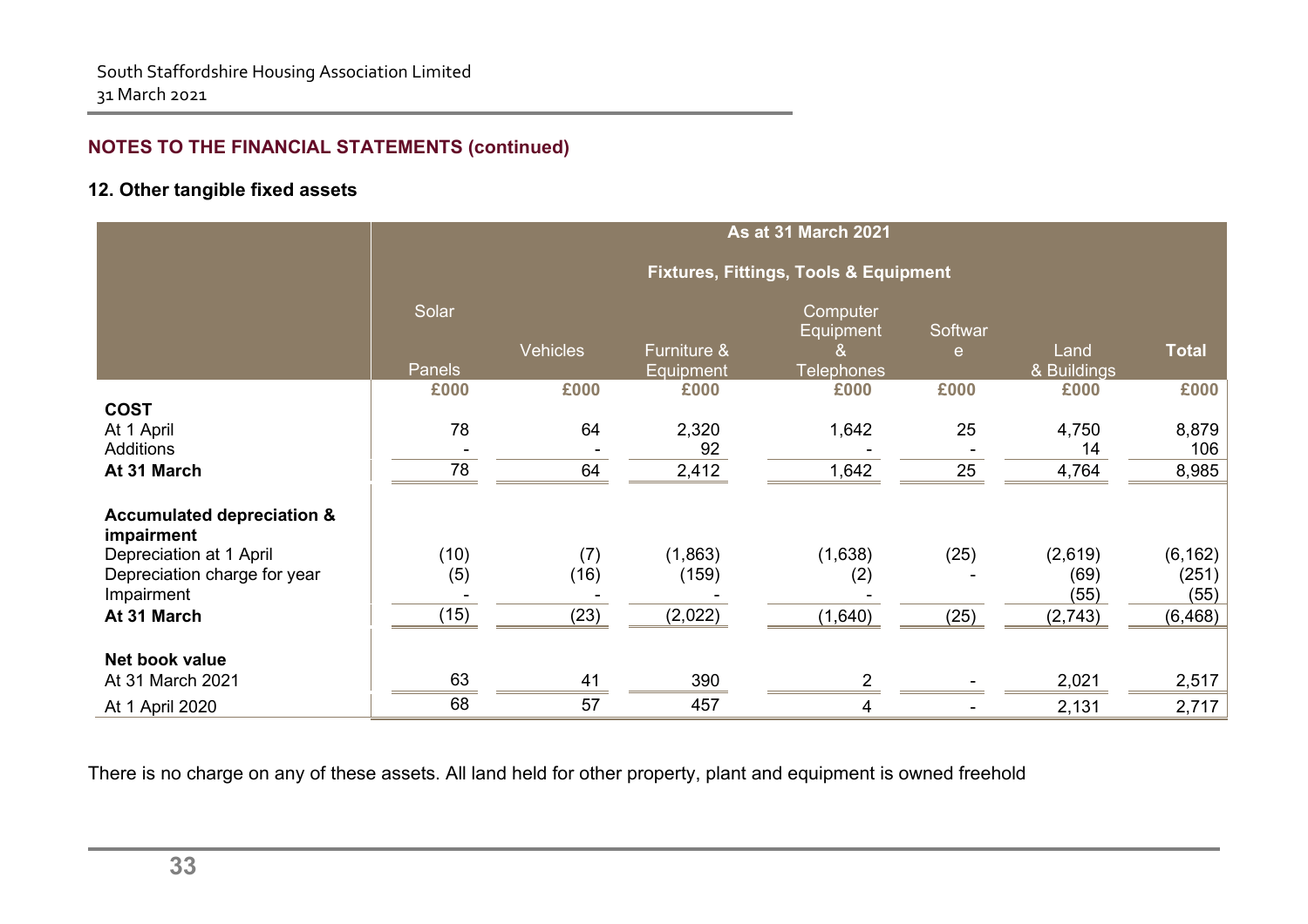## NOTES TO THE FINANCIAL STATEMENTS (continued)

### 12. Other tangible fixed assets

| | As at 31 March 2021 | | | | | | |
|---|---|---|---|---|---|---|---|
| | Fixtures, Fittings, Tools & Equipment | | | | | | |
| | Solar Panels | Vehicles | Furniture & Equipment | Computer Equipment & Telephones | Software | Land & Buildings | **Total** |
| | **£000** | **£000** | **£000** | **£000** | **£000** | **£000** | **£000** |
| **COST** | | | | | | | |
| At 1 April | 78 | 64 | 2,320 | 1,642 | 25 | 4,750 | 8,879 |
| Additions | - | - | 92 | - | - | 14 | 106 |
| **At 31 March** | 78 | 64 | 2,412 | 1,642 | 25 | 4,764 | 8,985 |
| **Accumulated depreciation & impairment** | | | | | | | |
| Depreciation at 1 April | (10) | (7) | (1,863) | (1,638) | (25) | (2,619) | (6,162) |
| Depreciation charge for year | (5) | (16) | (159) | (2) | - | (69) | (251) |
| Impairment | - | - | - | - | | (55) | (55) |
| **At 31 March** | (15) | (23) | (2,022) | (1,640) | (25) | (2,743) | (6,468) |
| **Net book value** | | | | | | | |
| At 31 March 2021 | 63 | 41 | 390 | 2 | - | 2,021 | 2,517 |
| At 1 April 2020 | 68 | 57 | 457 | 4 | - | 2,131 | 2,717 |

There is no charge on any of these assets. All land held for other property, plant and equipment is owned freehold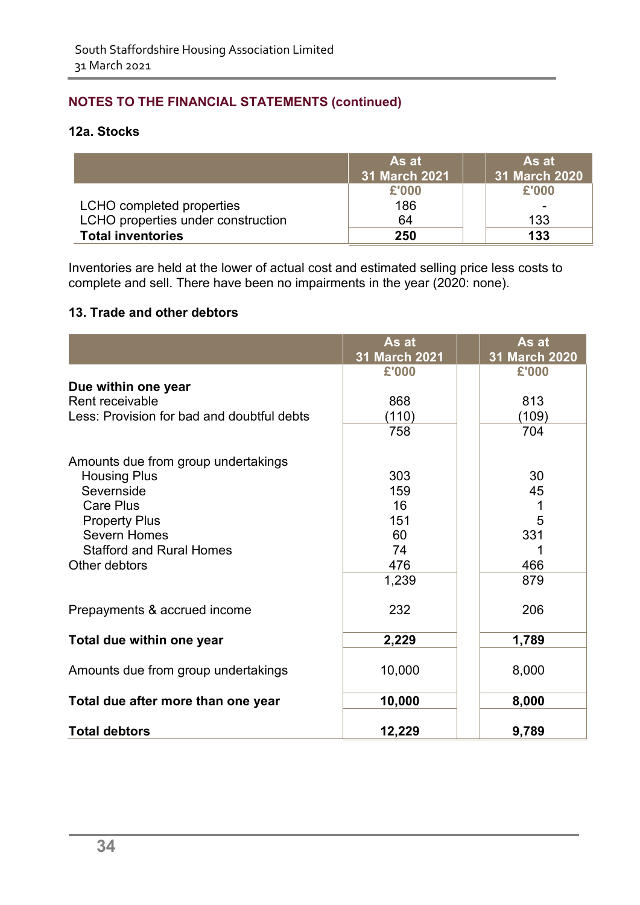## NOTES TO THE FINANCIAL STATEMENTS (continued)

### 12a. Stocks

| | As at 31 March 2021 | As at 31 March 2020 |
|---|---|---|
| | £'000 | £'000 |
| LCHO completed properties | 186 | - |
| LCHO properties under construction | 64 | 133 |
| **Total inventories** | **250** | **133** |

Inventories are held at the lower of actual cost and estimated selling price less costs to complete and sell. There have been no impairments in the year (2020: none).

### 13. Trade and other debtors

| | As at 31 March 2021 | As at 31 March 2020 |
|---|---|---|
| | £'000 | £'000 |
| **Due within one year** | | |
| Rent receivable | 868 | 813 |
| Less: Provision for bad and doubtful debts | (110) | (109) |
| | 758 | 704 |
| Amounts due from group undertakings | | |
| Housing Plus | 303 | 30 |
| Severnside | 159 | 45 |
| Care Plus | 16 | 1 |
| Property Plus | 151 | 5 |
| Severn Homes | 60 | 331 |
| Stafford and Rural Homes | 74 | 1 |
| Other debtors | 476 | 466 |
| | 1,239 | 879 |
| Prepayments & accrued income | 232 | 206 |
| **Total due within one year** | **2,229** | **1,789** |
| Amounts due from group undertakings | 10,000 | 8,000 |
| **Total due after more than one year** | **10,000** | **8,000** |
| **Total debtors** | **12,229** | **9,789** |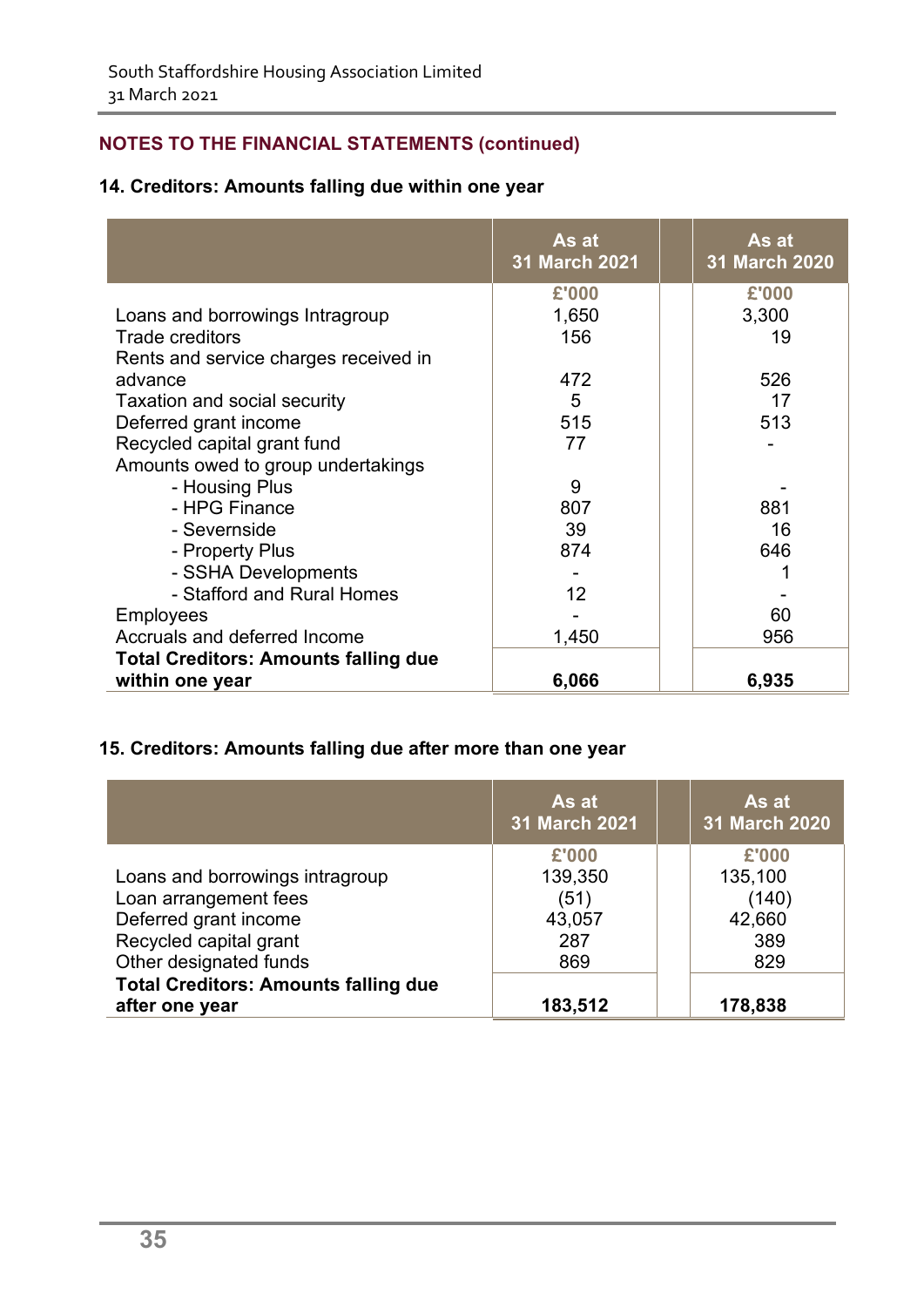## NOTES TO THE FINANCIAL STATEMENTS (continued)

### 14. Creditors: Amounts falling due within one year

| | As at 31 March 2021 | As at 31 March 2020 |
|---|---|---|
| | £'000 | £'000 |
| Loans and borrowings Intragroup | 1,650 | 3,300 |
| Trade creditors | 156 | 19 |
| Rents and service charges received in advance | 472 | 526 |
| Taxation and social security | 5 | 17 |
| Deferred grant income | 515 | 513 |
| Recycled capital grant fund | 77 | - |
| Amounts owed to group undertakings | | |
| - Housing Plus | 9 | - |
| - HPG Finance | 807 | 881 |
| - Severnside | 39 | 16 |
| - Property Plus | 874 | 646 |
| - SSHA Developments | - | 1 |
| - Stafford and Rural Homes | 12 | - |
| Employees | - | 60 |
| Accruals and deferred Income | 1,450 | 956 |
| **Total Creditors: Amounts falling due within one year** | **6,066** | **6,935** |

### 15. Creditors: Amounts falling due after more than one year

| | As at 31 March 2021 | As at 31 March 2020 |
|---|---|---|
| | £'000 | £'000 |
| Loans and borrowings intragroup | 139,350 | 135,100 |
| Loan arrangement fees | (51) | (140) |
| Deferred grant income | 43,057 | 42,660 |
| Recycled capital grant | 287 | 389 |
| Other designated funds | 869 | 829 |
| **Total Creditors: Amounts falling due after one year** | **183,512** | **178,838** |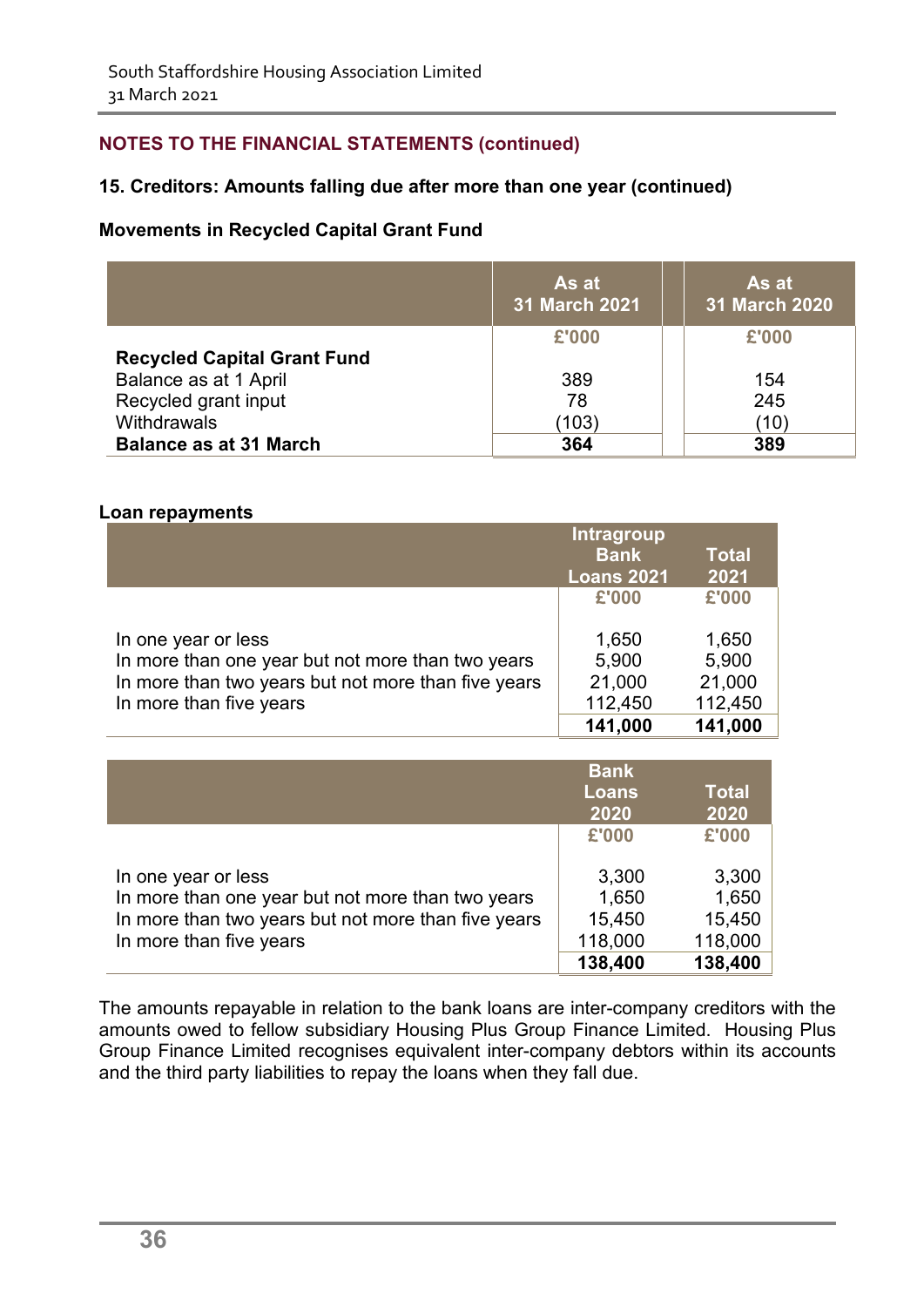## NOTES TO THE FINANCIAL STATEMENTS (continued)

### 15. Creditors: Amounts falling due after more than one year (continued)

**Movements in Recycled Capital Grant Fund**

| | As at 31 March 2021 | As at 31 March 2020 |
|---|---|---|
| | £'000 | £'000 |
| **Recycled Capital Grant Fund** | | |
| Balance as at 1 April | 389 | 154 |
| Recycled grant input | 78 | 245 |
| Withdrawals | (103) | (10) |
| **Balance as at 31 March** | **364** | **389** |

**Loan repayments**

| | Intragroup Bank Loans 2021 | Total 2021 |
|---|---|---|
| | £'000 | £'000 |
| In one year or less | 1,650 | 1,650 |
| In more than one year but not more than two years | 5,900 | 5,900 |
| In more than two years but not more than five years | 21,000 | 21,000 |
| In more than five years | 112,450 | 112,450 |
| | **141,000** | **141,000** |

| | Bank Loans 2020 | Total 2020 |
|---|---|---|
| | £'000 | £'000 |
| In one year or less | 3,300 | 3,300 |
| In more than one year but not more than two years | 1,650 | 1,650 |
| In more than two years but not more than five years | 15,450 | 15,450 |
| In more than five years | 118,000 | 118,000 |
| | **138,400** | **138,400** |

The amounts repayable in relation to the bank loans are inter-company creditors with the amounts owed to fellow subsidiary Housing Plus Group Finance Limited. Housing Plus Group Finance Limited recognises equivalent inter-company debtors within its accounts and the third party liabilities to repay the loans when they fall due.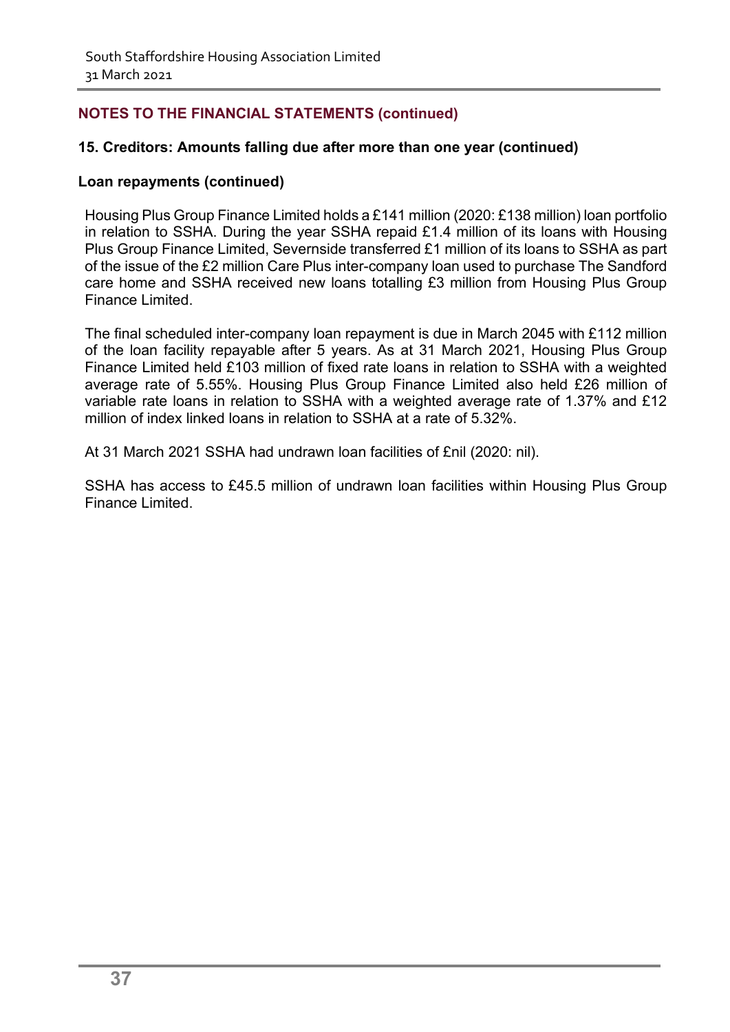## NOTES TO THE FINANCIAL STATEMENTS (continued)

### 15. Creditors: Amounts falling due after more than one year (continued)

#### Loan repayments (continued)

Housing Plus Group Finance Limited holds a £141 million (2020: £138 million) loan portfolio in relation to SSHA. During the year SSHA repaid £1.4 million of its loans with Housing Plus Group Finance Limited, Severnside transferred £1 million of its loans to SSHA as part of the issue of the £2 million Care Plus inter-company loan used to purchase The Sandford care home and SSHA received new loans totalling £3 million from Housing Plus Group Finance Limited.

The final scheduled inter-company loan repayment is due in March 2045 with £112 million of the loan facility repayable after 5 years. As at 31 March 2021, Housing Plus Group Finance Limited held £103 million of fixed rate loans in relation to SSHA with a weighted average rate of 5.55%. Housing Plus Group Finance Limited also held £26 million of variable rate loans in relation to SSHA with a weighted average rate of 1.37% and £12 million of index linked loans in relation to SSHA at a rate of 5.32%.

At 31 March 2021 SSHA had undrawn loan facilities of £nil (2020: nil).

SSHA has access to £45.5 million of undrawn loan facilities within Housing Plus Group Finance Limited.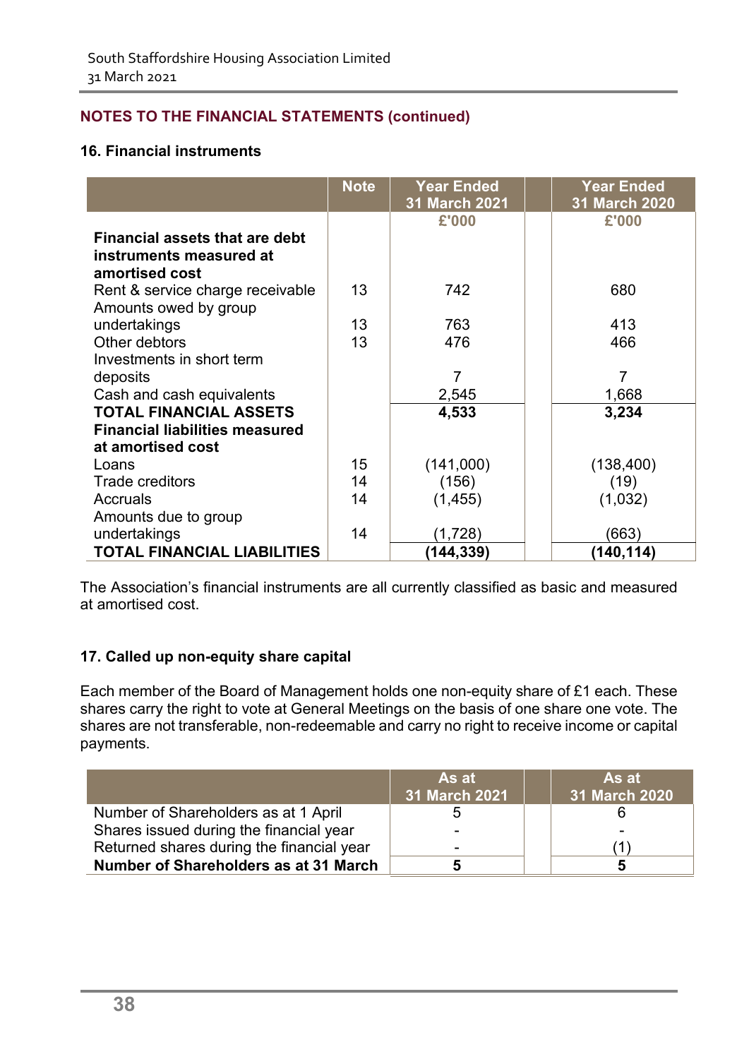## NOTES TO THE FINANCIAL STATEMENTS (continued)

### 16. Financial instruments

| | Note | Year Ended 31 March 2021 | | Year Ended 31 March 2020 |
|---|---|---|---|---|
| | | £'000 | | £'000 |
| **Financial assets that are debt instruments measured at amortised cost** | | | | |
| Rent & service charge receivable | 13 | 742 | | 680 |
| Amounts owed by group undertakings | 13 | 763 | | 413 |
| Other debtors | 13 | 476 | | 466 |
| Investments in short term deposits | | 7 | | 7 |
| Cash and cash equivalents | | 2,545 | | 1,668 |
| **TOTAL FINANCIAL ASSETS** | | **4,533** | | **3,234** |
| **Financial liabilities measured at amortised cost** | | | | |
| Loans | 15 | (141,000) | | (138,400) |
| Trade creditors | 14 | (156) | | (19) |
| Accruals | 14 | (1,455) | | (1,032) |
| Amounts due to group undertakings | 14 | (1,728) | | (663) |
| **TOTAL FINANCIAL LIABILITIES** | | **(144,339)** | | **(140,114)** |

The Association's financial instruments are all currently classified as basic and measured at amortised cost.

### 17. Called up non-equity share capital

Each member of the Board of Management holds one non-equity share of £1 each. These shares carry the right to vote at General Meetings on the basis of one share one vote. The shares are not transferable, non-redeemable and carry no right to receive income or capital payments.

| | As at 31 March 2021 | | As at 31 March 2020 |
|---|---|---|---|
| Number of Shareholders as at 1 April | 5 | | 6 |
| Shares issued during the financial year | - | | - |
| Returned shares during the financial year | - | | (1) |
| **Number of Shareholders as at 31 March** | **5** | | **5** |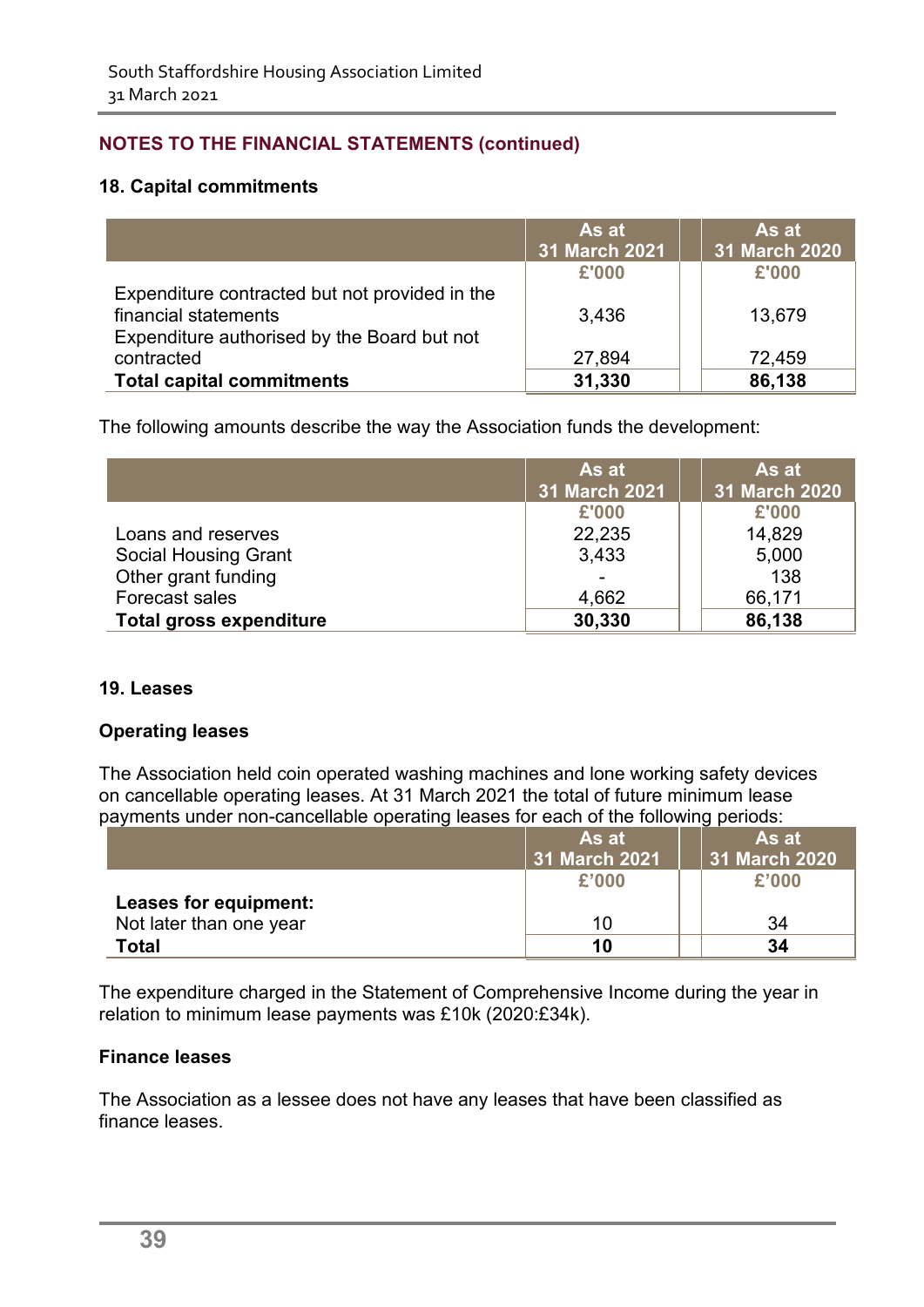**NOTES TO THE FINANCIAL STATEMENTS (continued)**

### 18. Capital commitments

| | As at 31 March 2021 | As at 31 March 2020 |
|---|---|---|
| | £'000 | £'000 |
| Expenditure contracted but not provided in the financial statements | 3,436 | 13,679 |
| Expenditure authorised by the Board but not contracted | 27,894 | 72,459 |
| **Total capital commitments** | **31,330** | **86,138** |

The following amounts describe the way the Association funds the development:

| | As at 31 March 2021 | As at 31 March 2020 |
|---|---|---|
| | £'000 | £'000 |
| Loans and reserves | 22,235 | 14,829 |
| Social Housing Grant | 3,433 | 5,000 |
| Other grant funding | - | 138 |
| Forecast sales | 4,662 | 66,171 |
| **Total gross expenditure** | **30,330** | **86,138** |

### 19. Leases

**Operating leases**

The Association held coin operated washing machines and lone working safety devices on cancellable operating leases. At 31 March 2021 the total of future minimum lease payments under non-cancellable operating leases for each of the following periods:

| | As at 31 March 2021 | As at 31 March 2020 |
|---|---|---|
| | £'000 | £'000 |
| **Leases for equipment:** | | |
| Not later than one year | 10 | 34 |
| **Total** | **10** | **34** |

The expenditure charged in the Statement of Comprehensive Income during the year in relation to minimum lease payments was £10k (2020:£34k).

**Finance leases**

The Association as a lessee does not have any leases that have been classified as finance leases.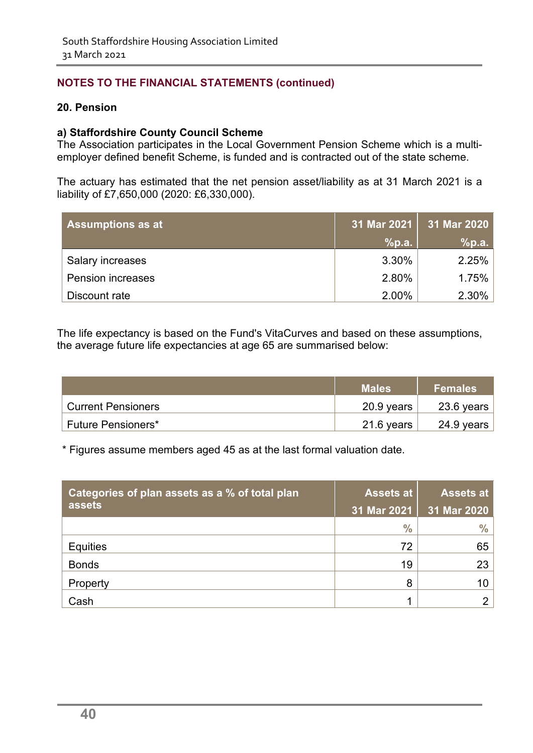## NOTES TO THE FINANCIAL STATEMENTS (continued)

### 20. Pension

**a) Staffordshire County Council Scheme**

The Association participates in the Local Government Pension Scheme which is a multi-employer defined benefit Scheme, is funded and is contracted out of the state scheme.

The actuary has estimated that the net pension asset/liability as at 31 March 2021 is a liability of £7,650,000 (2020: £6,330,000).

| Assumptions as at | 31 Mar 2021 | 31 Mar 2020 |
|---|---|---|
| | %p.a. | %p.a. |
| Salary increases | 3.30% | 2.25% |
| Pension increases | 2.80% | 1.75% |
| Discount rate | 2.00% | 2.30% |

The life expectancy is based on the Fund's VitaCurves and based on these assumptions, the average future life expectancies at age 65 are summarised below:

| | Males | Females |
|---|---|---|
| Current Pensioners | 20.9 years | 23.6 years |
| Future Pensioners* | 21.6 years | 24.9 years |

\* Figures assume members aged 45 as at the last formal valuation date.

| Categories of plan assets as a % of total plan assets | Assets at 31 Mar 2021 | Assets at 31 Mar 2020 |
|---|---|---|
| | % | % |
| Equities | 72 | 65 |
| Bonds | 19 | 23 |
| Property | 8 | 10 |
| Cash | 1 | 2 |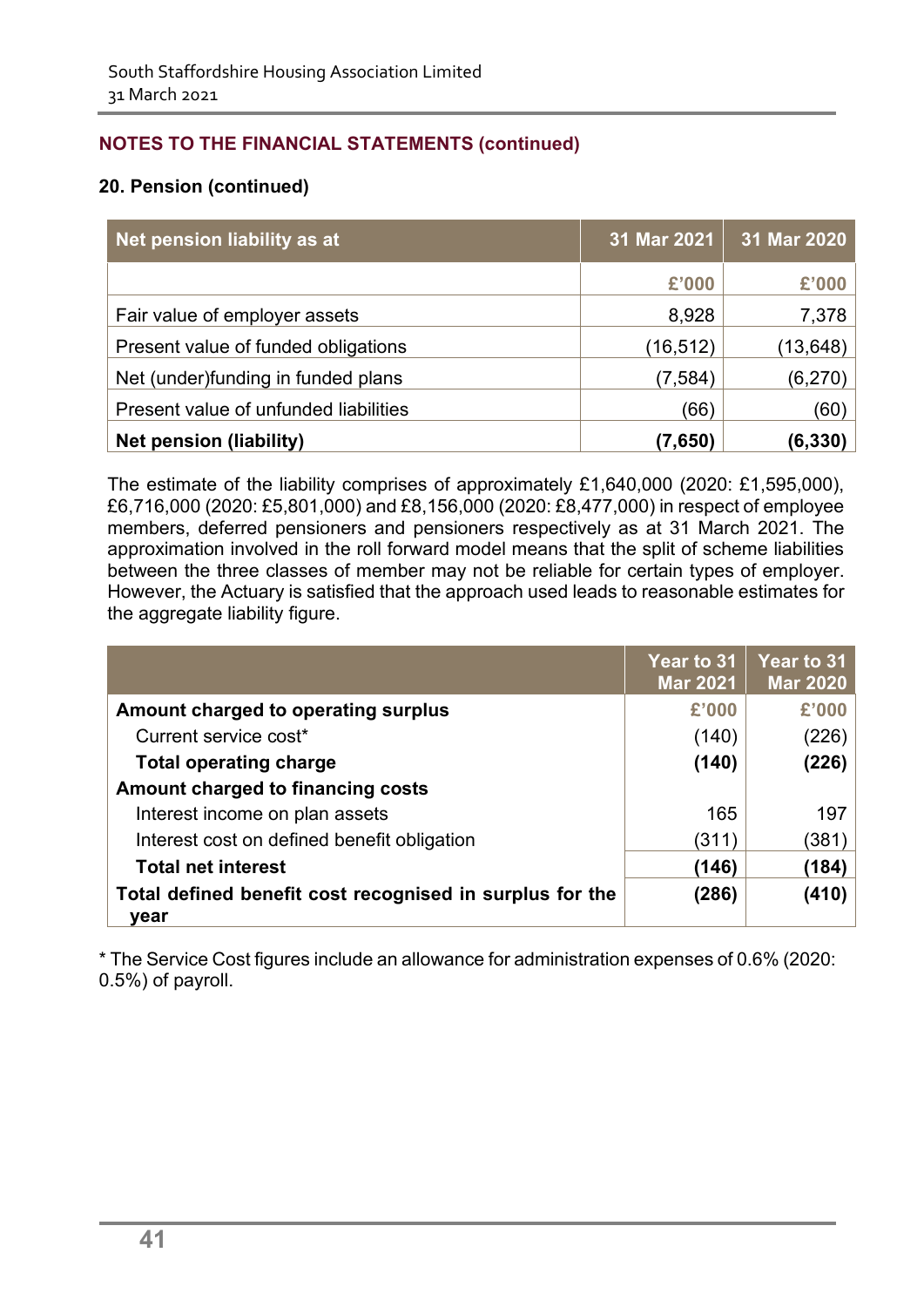## NOTES TO THE FINANCIAL STATEMENTS (continued)

### 20. Pension (continued)

| Net pension liability as at | 31 Mar 2021 | 31 Mar 2020 |
|---|---|---|
| | £'000 | £'000 |
| Fair value of employer assets | 8,928 | 7,378 |
| Present value of funded obligations | (16,512) | (13,648) |
| Net (under)funding in funded plans | (7,584) | (6,270) |
| Present value of unfunded liabilities | (66) | (60) |
| **Net pension (liability)** | **(7,650)** | **(6,330)** |

The estimate of the liability comprises of approximately £1,640,000 (2020: £1,595,000), £6,716,000 (2020: £5,801,000) and £8,156,000 (2020: £8,477,000) in respect of employee members, deferred pensioners and pensioners respectively as at 31 March 2021. The approximation involved in the roll forward model means that the split of scheme liabilities between the three classes of member may not be reliable for certain types of employer. However, the Actuary is satisfied that the approach used leads to reasonable estimates for the aggregate liability figure.

| | Year to 31 Mar 2021 | Year to 31 Mar 2020 |
|---|---|---|
| **Amount charged to operating surplus** | £'000 | £'000 |
| Current service cost* | (140) | (226) |
| **Total operating charge** | **(140)** | **(226)** |
| **Amount charged to financing costs** | | |
| Interest income on plan assets | 165 | 197 |
| Interest cost on defined benefit obligation | (311) | (381) |
| **Total net interest** | **(146)** | **(184)** |
| **Total defined benefit cost recognised in surplus for the year** | **(286)** | **(410)** |

* The Service Cost figures include an allowance for administration expenses of 0.6% (2020: 0.5%) of payroll.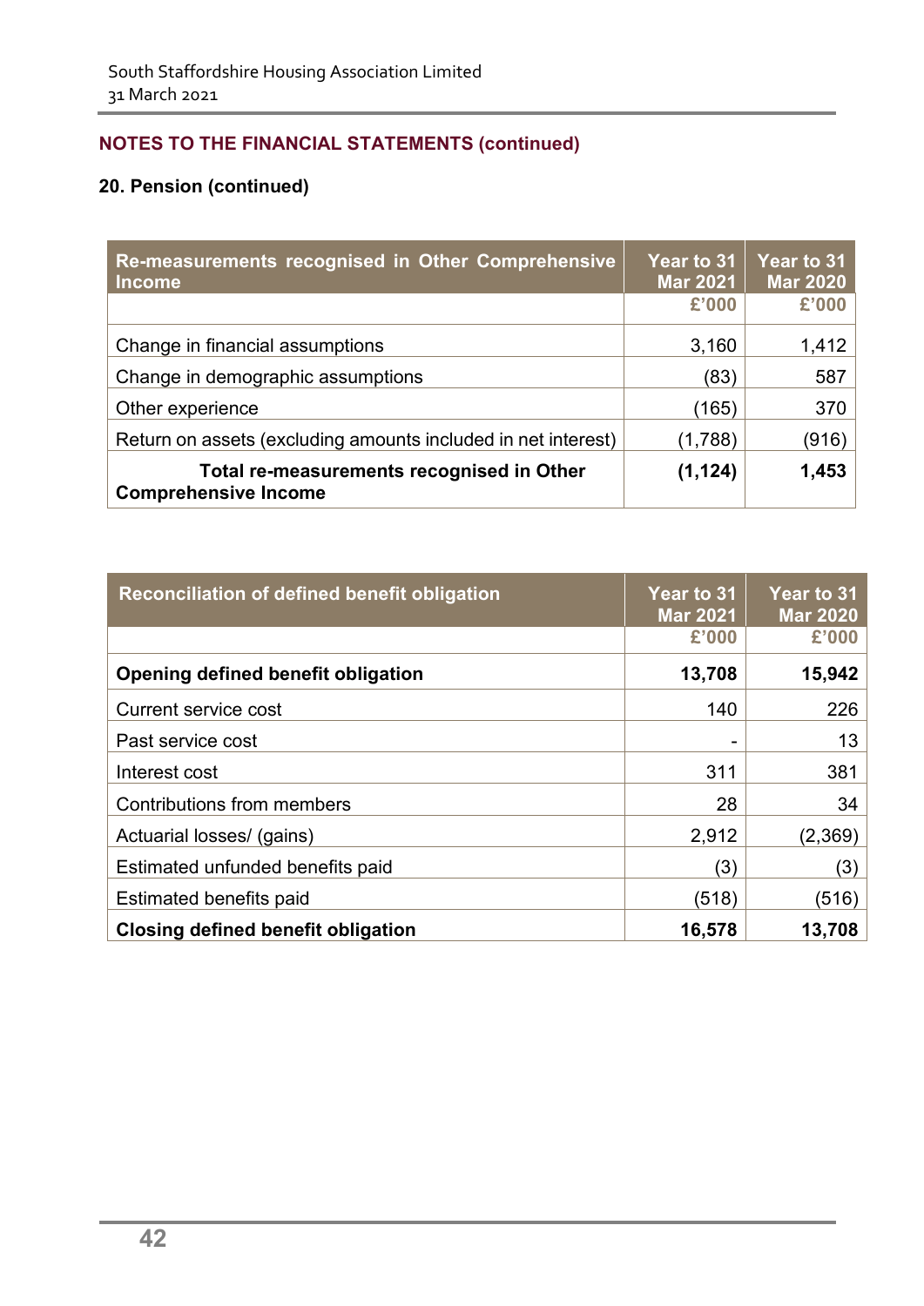## NOTES TO THE FINANCIAL STATEMENTS (continued)

### 20. Pension (continued)

| Re-measurements recognised in Other Comprehensive Income | Year to 31 Mar 2021 | Year to 31 Mar 2020 |
|---|---|---|
| | £'000 | £'000 |
| Change in financial assumptions | 3,160 | 1,412 |
| Change in demographic assumptions | (83) | 587 |
| Other experience | (165) | 370 |
| Return on assets (excluding amounts included in net interest) | (1,788) | (916) |
| **Total re-measurements recognised in Other Comprehensive Income** | **(1,124)** | **1,453** |

| Reconciliation of defined benefit obligation | Year to 31 Mar 2021 | Year to 31 Mar 2020 |
|---|---|---|
| | £'000 | £'000 |
| **Opening defined benefit obligation** | **13,708** | **15,942** |
| Current service cost | 140 | 226 |
| Past service cost | - | 13 |
| Interest cost | 311 | 381 |
| Contributions from members | 28 | 34 |
| Actuarial losses/ (gains) | 2,912 | (2,369) |
| Estimated unfunded benefits paid | (3) | (3) |
| Estimated benefits paid | (518) | (516) |
| **Closing defined benefit obligation** | **16,578** | **13,708** |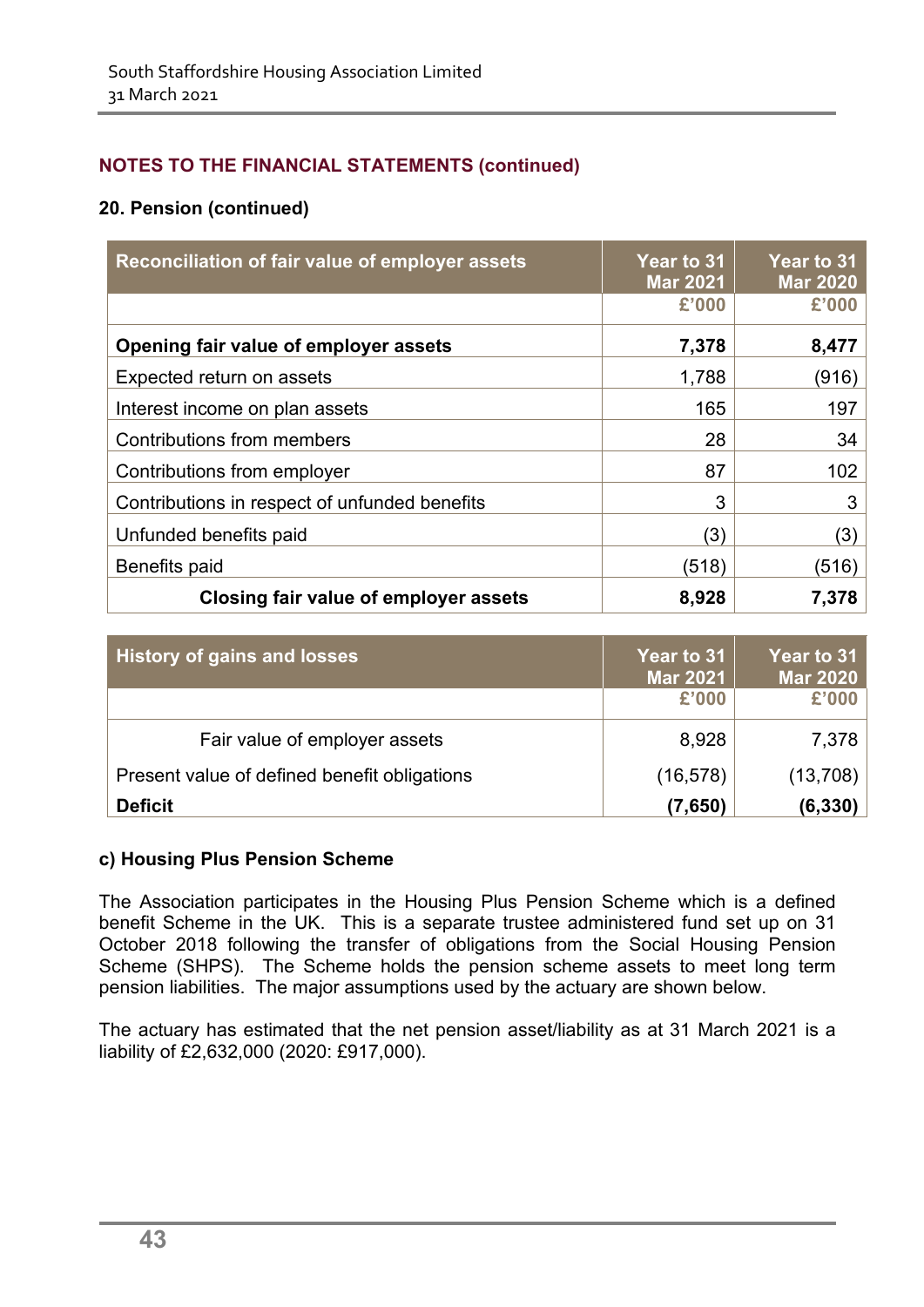## NOTES TO THE FINANCIAL STATEMENTS (continued)

### 20. Pension (continued)

| Reconciliation of fair value of employer assets | Year to 31 Mar 2021 | Year to 31 Mar 2020 |
|---|---|---|
| | £'000 | £'000 |
| **Opening fair value of employer assets** | **7,378** | **8,477** |
| Expected return on assets | 1,788 | (916) |
| Interest income on plan assets | 165 | 197 |
| Contributions from members | 28 | 34 |
| Contributions from employer | 87 | 102 |
| Contributions in respect of unfunded benefits | 3 | 3 |
| Unfunded benefits paid | (3) | (3) |
| Benefits paid | (518) | (516) |
| **Closing fair value of employer assets** | **8,928** | **7,378** |

| History of gains and losses | Year to 31 Mar 2021 | Year to 31 Mar 2020 |
|---|---|---|
| | £'000 | £'000 |
| Fair value of employer assets | 8,928 | 7,378 |
| Present value of defined benefit obligations | (16,578) | (13,708) |
| **Deficit** | **(7,650)** | **(6,330)** |

#### c) Housing Plus Pension Scheme

The Association participates in the Housing Plus Pension Scheme which is a defined benefit Scheme in the UK. This is a separate trustee administered fund set up on 31 October 2018 following the transfer of obligations from the Social Housing Pension Scheme (SHPS). The Scheme holds the pension scheme assets to meet long term pension liabilities. The major assumptions used by the actuary are shown below.

The actuary has estimated that the net pension asset/liability as at 31 March 2021 is a liability of £2,632,000 (2020: £917,000).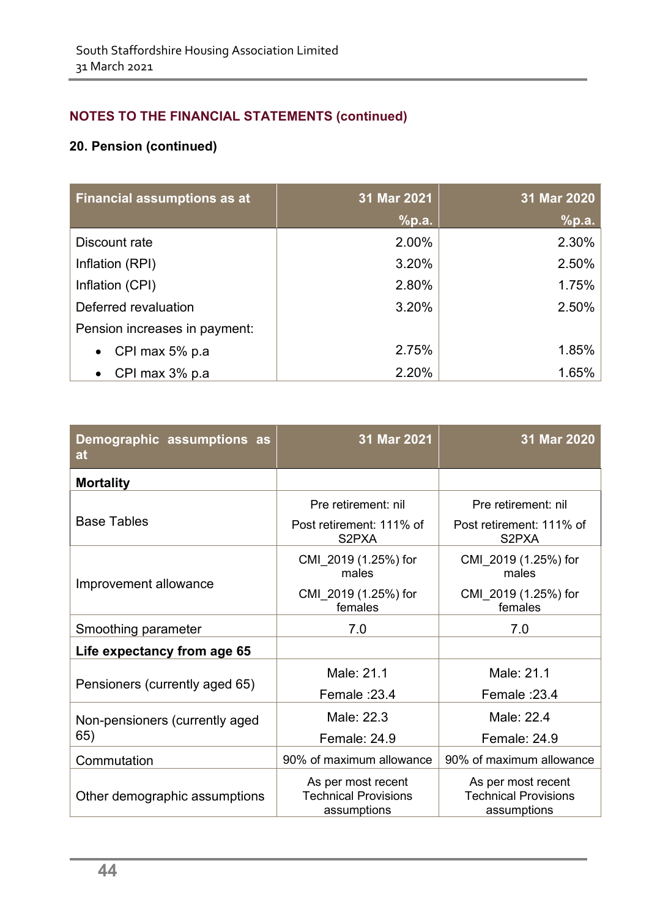## NOTES TO THE FINANCIAL STATEMENTS (continued)

### 20. Pension (continued)

| Financial assumptions as at | 31 Mar 2021 %p.a. | 31 Mar 2020 %p.a. |
|---|---|---|
| Discount rate | 2.00% | 2.30% |
| Inflation (RPI) | 3.20% | 2.50% |
| Inflation (CPI) | 2.80% | 1.75% |
| Deferred revaluation | 3.20% | 2.50% |
| Pension increases in payment: | | |
| • CPI max 5% p.a | 2.75% | 1.85% |
| • CPI max 3% p.a | 2.20% | 1.65% |

| Demographic assumptions as at | 31 Mar 2021 | 31 Mar 2020 |
|---|---|---|
| **Mortality** | | |
| Base Tables | Pre retirement: nil<br>Post retirement: 111% of S2PXA | Pre retirement: nil<br>Post retirement: 111% of S2PXA |
| Improvement allowance | CMI_2019 (1.25%) for males<br>CMI_2019 (1.25%) for females | CMI_2019 (1.25%) for males<br>CMI_2019 (1.25%) for females |
| Smoothing parameter | 7.0 | 7.0 |
| **Life expectancy from age 65** | | |
| Pensioners (currently aged 65) | Male: 21.1<br>Female :23.4 | Male: 21.1<br>Female :23.4 |
| Non-pensioners (currently aged 65) | Male: 22.3<br>Female: 24.9 | Male: 22.4<br>Female: 24.9 |
| Commutation | 90% of maximum allowance | 90% of maximum allowance |
| Other demographic assumptions | As per most recent Technical Provisions assumptions | As per most recent Technical Provisions assumptions |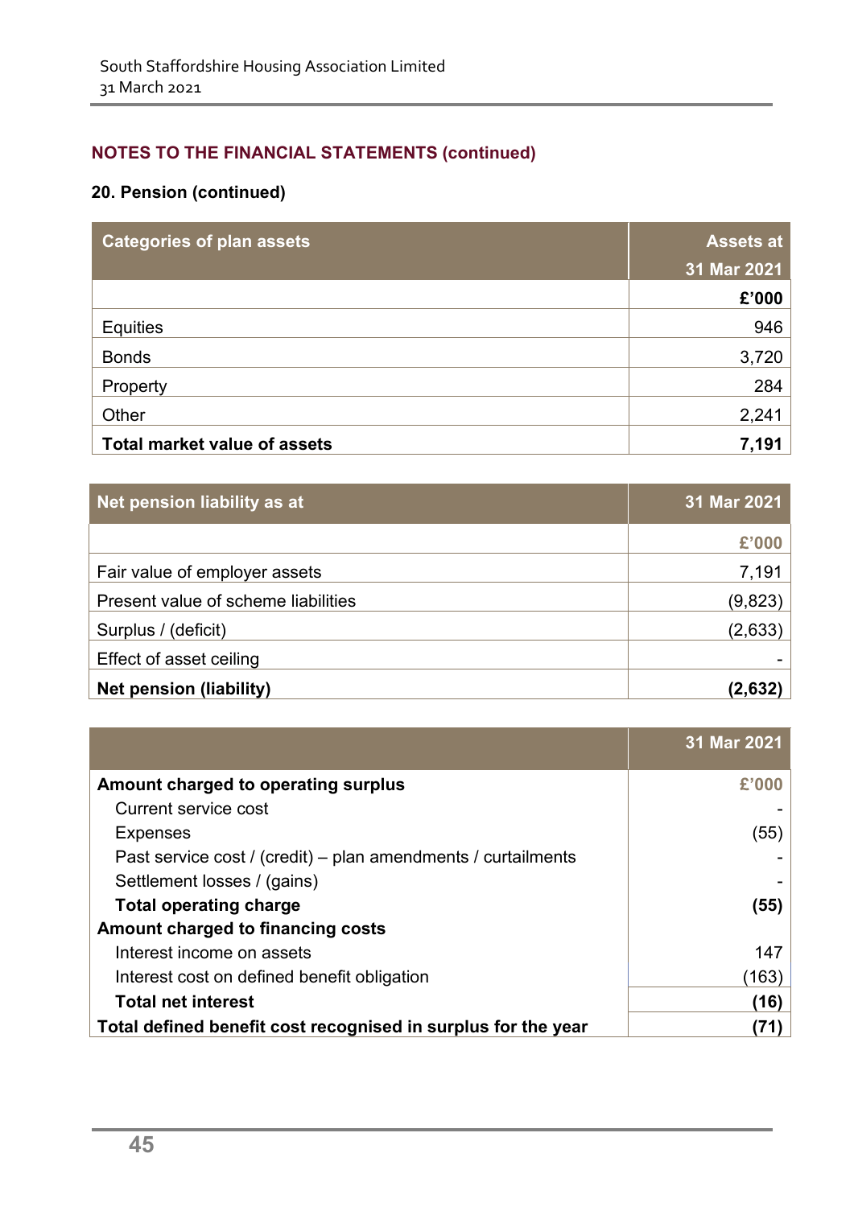## NOTES TO THE FINANCIAL STATEMENTS (continued)

### 20. Pension (continued)

| Categories of plan assets | Assets at 31 Mar 2021 |
|---|---|
| | £'000 |
| Equities | 946 |
| Bonds | 3,720 |
| Property | 284 |
| Other | 2,241 |
| **Total market value of assets** | **7,191** |

| Net pension liability as at | 31 Mar 2021 |
|---|---|
| | £'000 |
| Fair value of employer assets | 7,191 |
| Present value of scheme liabilities | (9,823) |
| Surplus / (deficit) | (2,633) |
| Effect of asset ceiling | - |
| **Net pension (liability)** | **(2,632)** |

| | 31 Mar 2021 |
|---|---|
| **Amount charged to operating surplus** | £'000 |
| Current service cost | - |
| Expenses | (55) |
| Past service cost / (credit) – plan amendments / curtailments | - |
| Settlement losses / (gains) | - |
| **Total operating charge** | **(55)** |
| **Amount charged to financing costs** | |
| Interest income on assets | 147 |
| Interest cost on defined benefit obligation | (163) |
| **Total net interest** | **(16)** |
| **Total defined benefit cost recognised in surplus for the year** | **(71)** |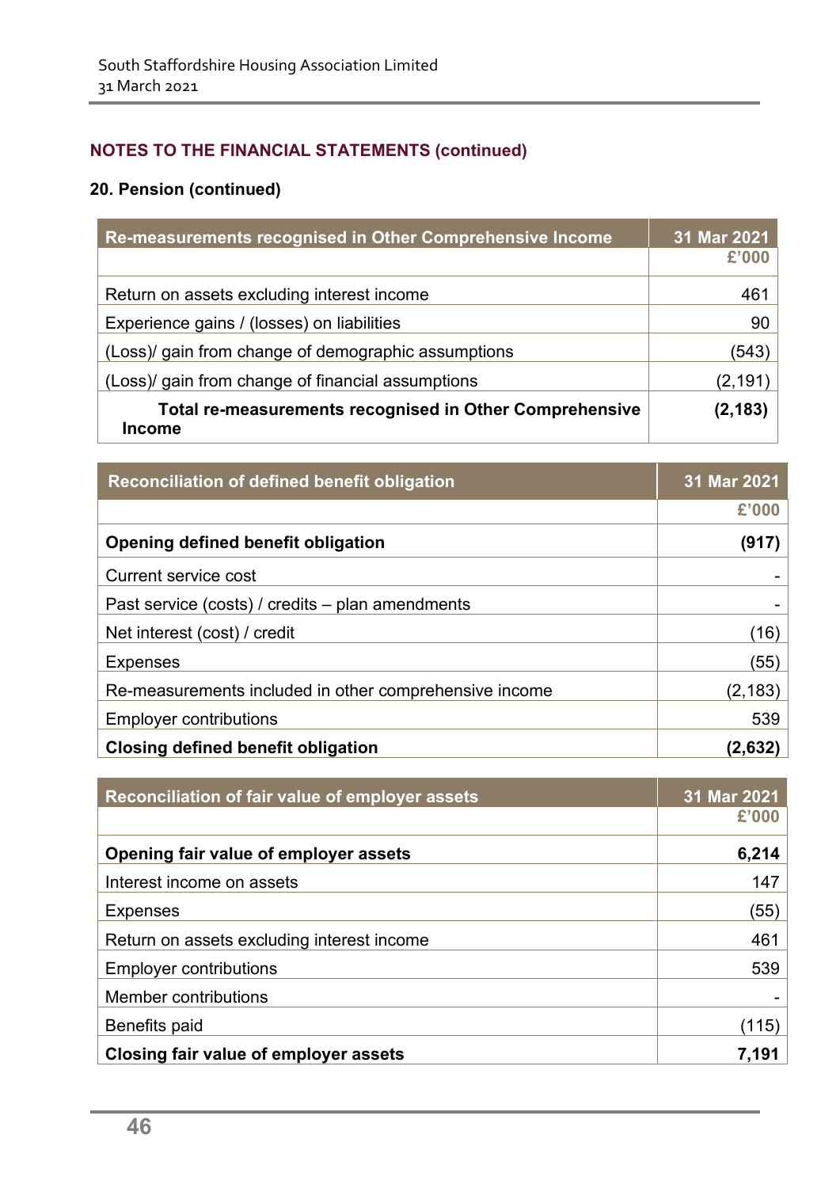## NOTES TO THE FINANCIAL STATEMENTS (continued)

### 20. Pension (continued)

| Re-measurements recognised in Other Comprehensive Income | 31 Mar 2021 |
|---|---|
| | £'000 |
| Return on assets excluding interest income | 461 |
| Experience gains / (losses) on liabilities | 90 |
| (Loss)/ gain from change of demographic assumptions | (543) |
| (Loss)/ gain from change of financial assumptions | (2,191) |
| **Total re-measurements recognised in Other Comprehensive Income** | **(2,183)** |

| Reconciliation of defined benefit obligation | 31 Mar 2021 |
|---|---|
| | £'000 |
| **Opening defined benefit obligation** | **(917)** |
| Current service cost | - |
| Past service (costs) / credits – plan amendments | - |
| Net interest (cost) / credit | (16) |
| Expenses | (55) |
| Re-measurements included in other comprehensive income | (2,183) |
| Employer contributions | 539 |
| **Closing defined benefit obligation** | **(2,632)** |

| Reconciliation of fair value of employer assets | 31 Mar 2021 |
|---|---|
| | £'000 |
| **Opening fair value of employer assets** | **6,214** |
| Interest income on assets | 147 |
| Expenses | (55) |
| Return on assets excluding interest income | 461 |
| Employer contributions | 539 |
| Member contributions | - |
| Benefits paid | (115) |
| **Closing fair value of employer assets** | **7,191** |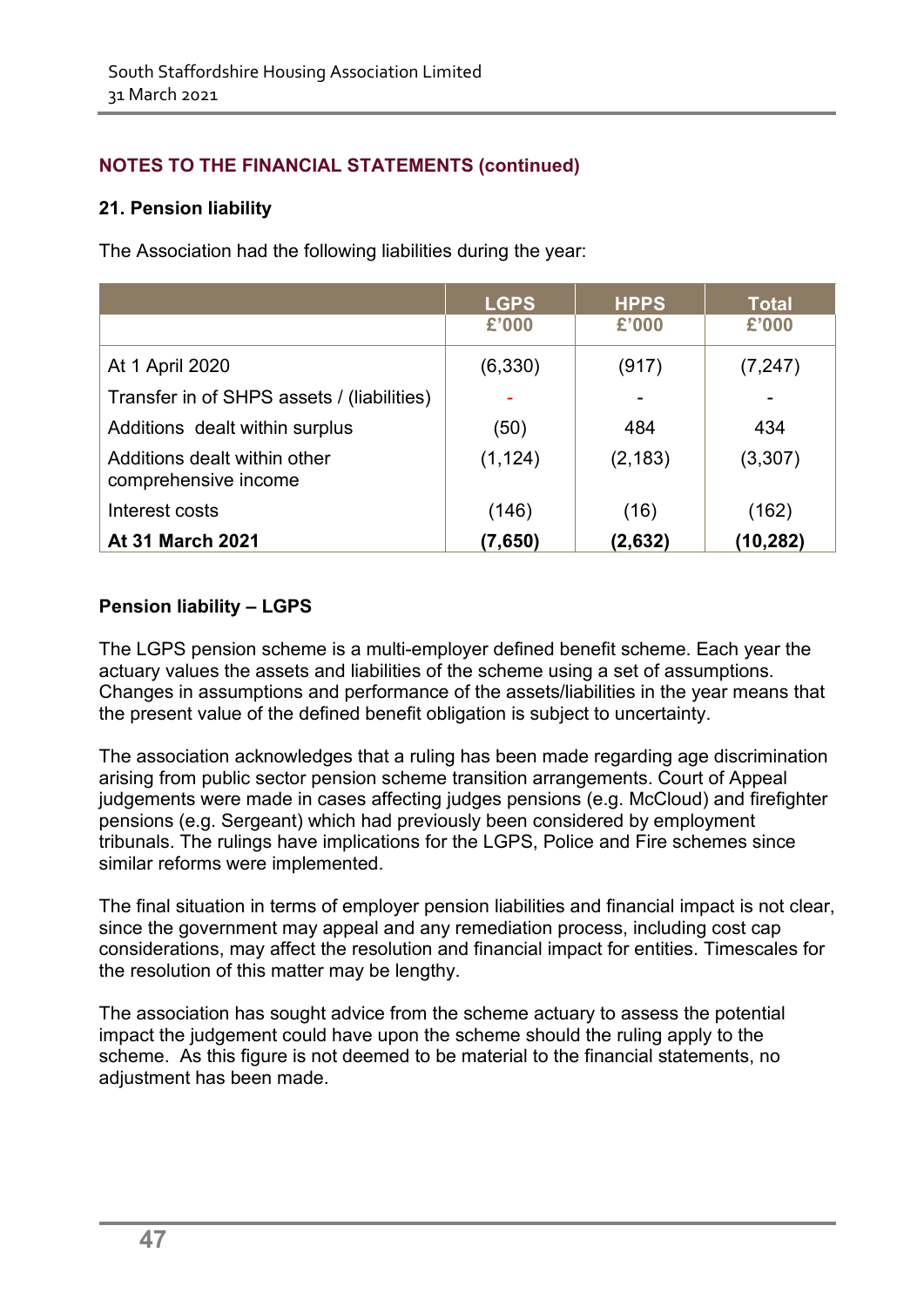**NOTES TO THE FINANCIAL STATEMENTS (continued)**

**21. Pension liability**

The Association had the following liabilities during the year:

| | LGPS £'000 | HPPS £'000 | Total £'000 |
|---|---|---|---|
| At 1 April 2020 | (6,330) | (917) | (7,247) |
| Transfer in of SHPS assets / (liabilities) | - | - | - |
| Additions dealt within surplus | (50) | 484 | 434 |
| Additions dealt within other comprehensive income | (1,124) | (2,183) | (3,307) |
| Interest costs | (146) | (16) | (162) |
| **At 31 March 2021** | **(7,650)** | **(2,632)** | **(10,282)** |

**Pension liability – LGPS**

The LGPS pension scheme is a multi-employer defined benefit scheme. Each year the actuary values the assets and liabilities of the scheme using a set of assumptions. Changes in assumptions and performance of the assets/liabilities in the year means that the present value of the defined benefit obligation is subject to uncertainty.

The association acknowledges that a ruling has been made regarding age discrimination arising from public sector pension scheme transition arrangements. Court of Appeal judgements were made in cases affecting judges pensions (e.g. McCloud) and firefighter pensions (e.g. Sergeant) which had previously been considered by employment tribunals. The rulings have implications for the LGPS, Police and Fire schemes since similar reforms were implemented.

The final situation in terms of employer pension liabilities and financial impact is not clear, since the government may appeal and any remediation process, including cost cap considerations, may affect the resolution and financial impact for entities. Timescales for the resolution of this matter may be lengthy.

The association has sought advice from the scheme actuary to assess the potential impact the judgement could have upon the scheme should the ruling apply to the scheme. As this figure is not deemed to be material to the financial statements, no adjustment has been made.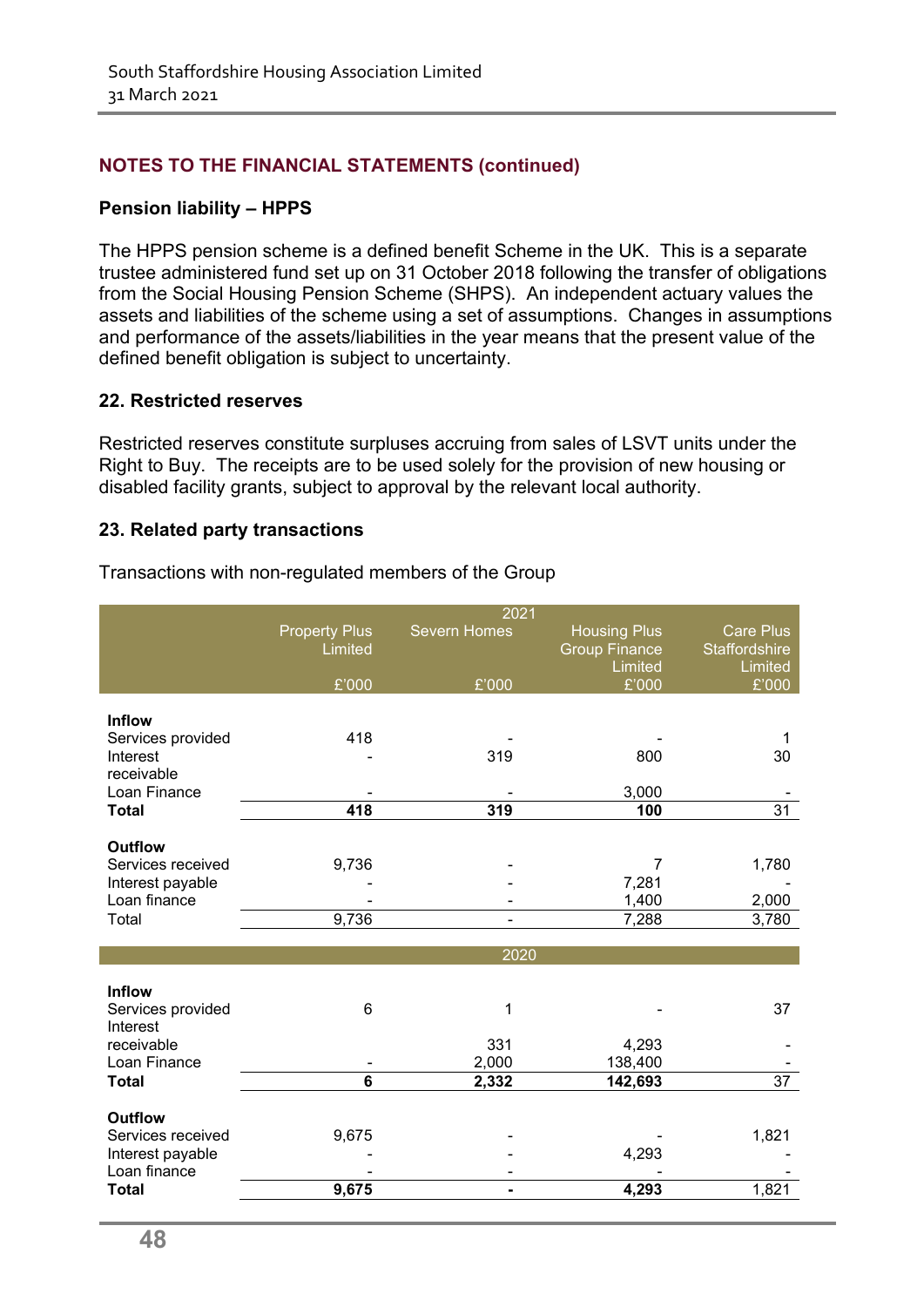## NOTES TO THE FINANCIAL STATEMENTS (continued)

**Pension liability – HPPS**

The HPPS pension scheme is a defined benefit Scheme in the UK. This is a separate trustee administered fund set up on 31 October 2018 following the transfer of obligations from the Social Housing Pension Scheme (SHPS). An independent actuary values the assets and liabilities of the scheme using a set of assumptions. Changes in assumptions and performance of the assets/liabilities in the year means that the present value of the defined benefit obligation is subject to uncertainty.

### 22. Restricted reserves

Restricted reserves constitute surpluses accruing from sales of LSVT units under the Right to Buy. The receipts are to be used solely for the provision of new housing or disabled facility grants, subject to approval by the relevant local authority.

### 23. Related party transactions

Transactions with non-regulated members of the Group

| | 2021 | | | |
|---|---|---|---|---|
| | Property Plus Limited | Severn Homes | Housing Plus Group Finance Limited | Care Plus Staffordshire Limited |
| | £'000 | £'000 | £'000 | £'000 |
| **Inflow** | | | | |
| Services provided | 418 | - | - | 1 |
| Interest receivable | - | 319 | 800 | 30 |
| Loan Finance | - | - | 3,000 | - |
| **Total** | **418** | **319** | **100** | 31 |
| **Outflow** | | | | |
| Services received | 9,736 | - | 7 | 1,780 |
| Interest payable | - | - | 7,281 | - |
| Loan finance | - | - | 1,400 | 2,000 |
| Total | 9,736 | - | 7,288 | 3,780 |
| | **2020** | | | |
| **Inflow** | | | | |
| Services provided | 6 | 1 | - | 37 |
| Interest receivable | | 331 | 4,293 | - |
| Loan Finance | - | 2,000 | 138,400 | - |
| **Total** | **6** | **2,332** | **142,693** | 37 |
| **Outflow** | | | | |
| Services received | 9,675 | - | - | 1,821 |
| Interest payable | - | - | 4,293 | - |
| Loan finance | - | - | - | - |
| **Total** | **9,675** | **-** | **4,293** | 1,821 |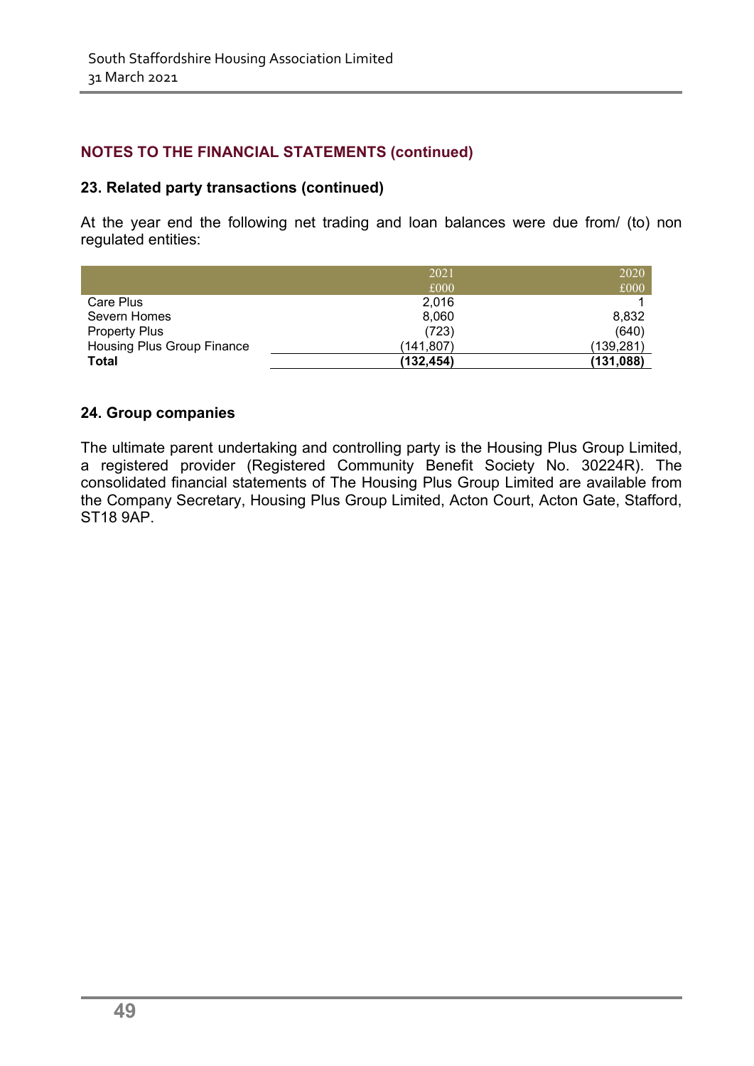## NOTES TO THE FINANCIAL STATEMENTS (continued)

### 23. Related party transactions (continued)

At the year end the following net trading and loan balances were due from/ (to) non regulated entities:

| | 2021<br>£000 | 2020<br>£000 |
|---|---|---|
| Care Plus | 2,016 | 1 |
| Severn Homes | 8,060 | 8,832 |
| Property Plus | (723) | (640) |
| Housing Plus Group Finance | (141,807) | (139,281) |
| **Total** | **(132,454)** | **(131,088)** |

### 24. Group companies

The ultimate parent undertaking and controlling party is the Housing Plus Group Limited, a registered provider (Registered Community Benefit Society No. 30224R). The consolidated financial statements of The Housing Plus Group Limited are available from the Company Secretary, Housing Plus Group Limited, Acton Court, Acton Gate, Stafford, ST18 9AP.